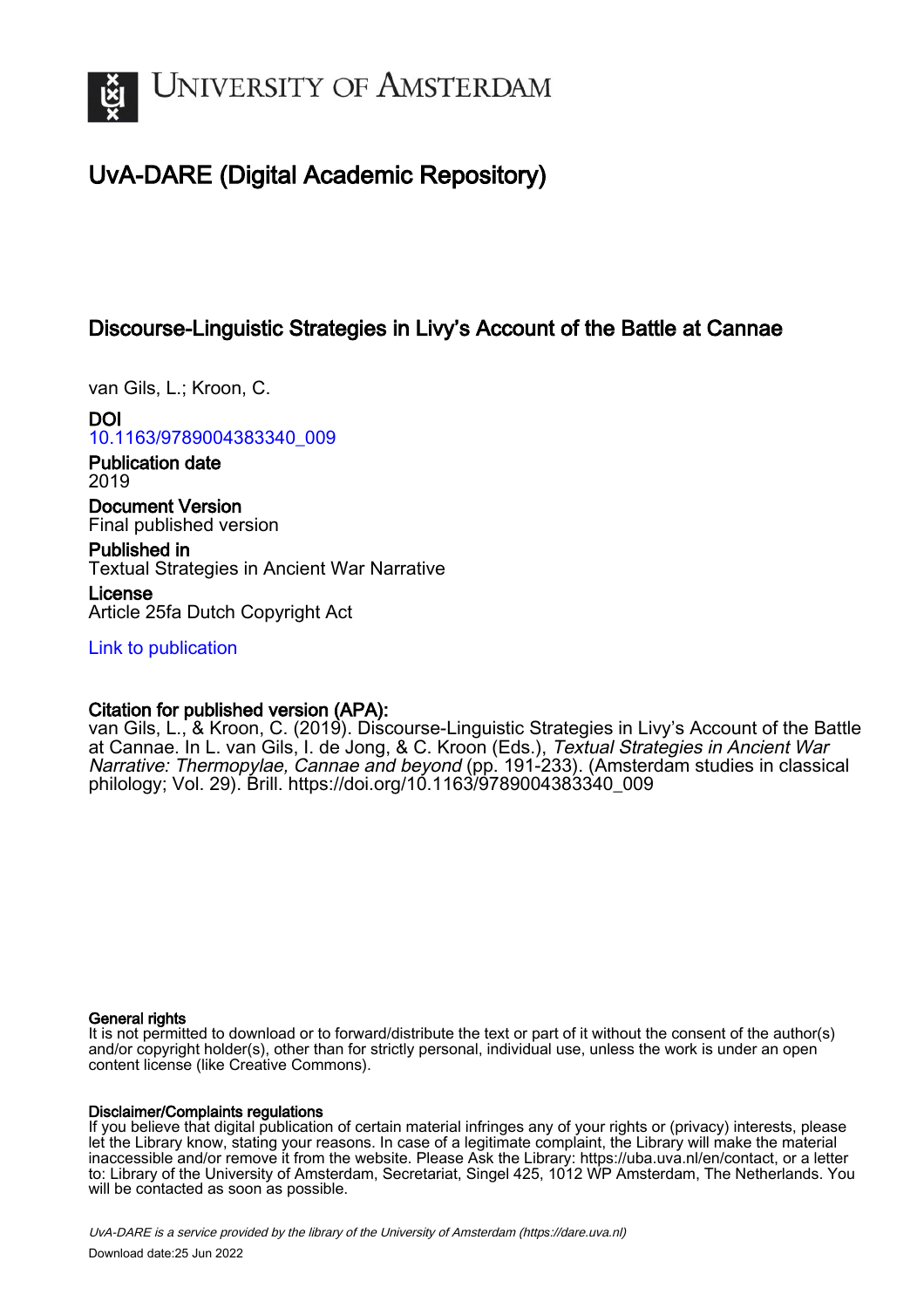UNIVERSITY OF AMSTERDAM

# UvA-DARE (Digital Academic Repository)

## Discourse-Linguistic Strategies in Livy's Account of the Battle at Cannae

van Gils, L.; Kroon, C.

**DOI**
10.1163/9789004383340_009

**Publication date**
2019

**Document Version**
Final published version

**Published in**
Textual Strategies in Ancient War Narrative

**License**
Article 25fa Dutch Copyright Act

Link to publication

**Citation for published version (APA):**
van Gils, L., & Kroon, C. (2019). Discourse-Linguistic Strategies in Livy's Account of the Battle at Cannae. In L. van Gils, I. de Jong, & C. Kroon (Eds.), *Textual Strategies in Ancient War Narrative: Thermopylae, Cannae and beyond* (pp. 191-233). (Amsterdam studies in classical philology; Vol. 29). Brill. https://doi.org/10.1163/9789004383340_009

**General rights**
It is not permitted to download or to forward/distribute the text or part of it without the consent of the author(s) and/or copyright holder(s), other than for strictly personal, individual use, unless the work is under an open content license (like Creative Commons).

**Disclaimer/Complaints regulations**
If you believe that digital publication of certain material infringes any of your rights or (privacy) interests, please let the Library know, stating your reasons. In case of a legitimate complaint, the Library will make the material inaccessible and/or remove it from the website. Please Ask the Library: https://uba.uva.nl/en/contact, or a letter to: Library of the University of Amsterdam, Secretariat, Singel 425, 1012 WP Amsterdam, The Netherlands. You will be contacted as soon as possible.

UvA-DARE is a service provided by the library of the University of Amsterdam (https://dare.uva.nl)

Download date:25 Jun 2022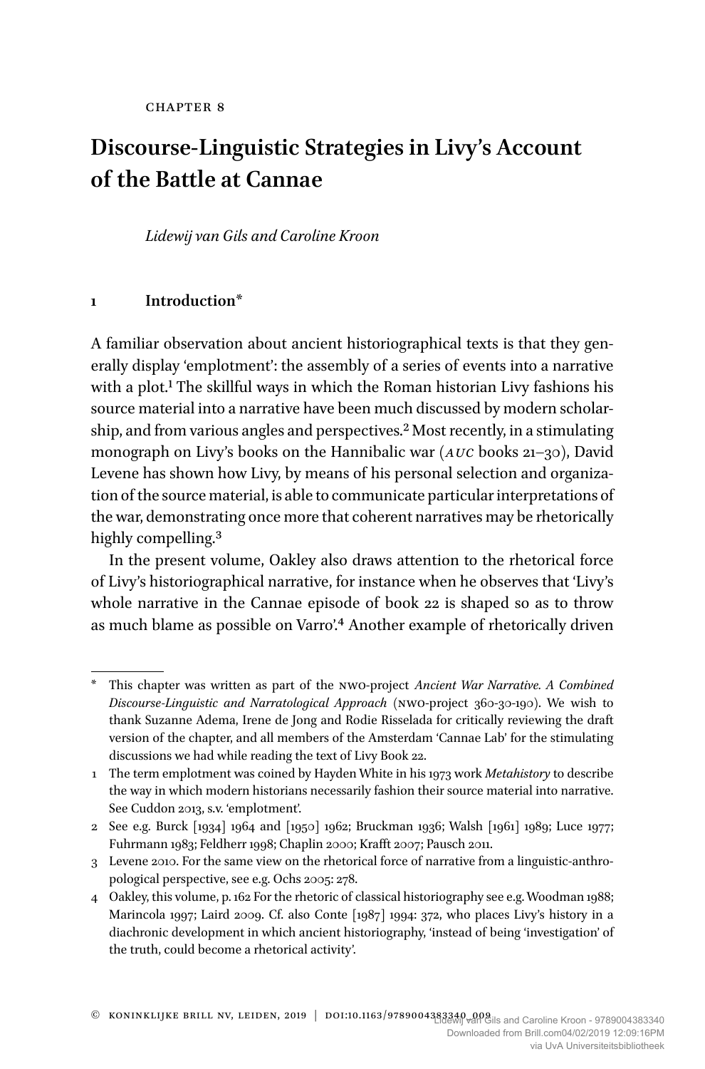CHAPTER 8

# Discourse-Linguistic Strategies in Livy's Account of the Battle at Cannae

*Lidewij van Gils and Caroline Kroon*

## 1 Introduction*

A familiar observation about ancient historiographical texts is that they generally display 'emplotment': the assembly of a series of events into a narrative with a plot.[1] The skillful ways in which the Roman historian Livy fashions his source material into a narrative have been much discussed by modern scholarship, and from various angles and perspectives.[2] Most recently, in a stimulating monograph on Livy's books on the Hannibalic war (*AUC* books 21–30), David Levene has shown how Livy, by means of his personal selection and organization of the source material, is able to communicate particular interpretations of the war, demonstrating once more that coherent narratives may be rhetorically highly compelling.[3]

In the present volume, Oakley also draws attention to the rhetorical force of Livy's historiographical narrative, for instance when he observes that 'Livy's whole narrative in the Cannae episode of book 22 is shaped so as to throw as much blame as possible on Varro'.[4] Another example of rhetorically driven

---

\* This chapter was written as part of the NWO-project *Ancient War Narrative. A Combined Discourse-Linguistic and Narratological Approach* (NWO-project 360-30-190). We wish to thank Suzanne Adema, Irene de Jong and Rodie Risselada for critically reviewing the draft version of the chapter, and all members of the Amsterdam 'Cannae Lab' for the stimulating discussions we had while reading the text of Livy Book 22.

1 The term emplotment was coined by Hayden White in his 1973 work *Metahistory* to describe the way in which modern historians necessarily fashion their source material into narrative. See Cuddon 2013, s.v. 'emplotment'.

2 See e.g. Burck [1934] 1964 and [1950] 1962; Bruckman 1936; Walsh [1961] 1989; Luce 1977; Fuhrmann 1983; Feldherr 1998; Chaplin 2000; Krafft 2007; Pausch 2011.

3 Levene 2010. For the same view on the rhetorical force of narrative from a linguistic-anthropological perspective, see e.g. Ochs 2005: 278.

4 Oakley, this volume, p. 162 For the rhetoric of classical historiography see e.g. Woodman 1988; Marincola 1997; Laird 2009. Cf. also Conte [1987] 1994: 372, who places Livy's history in a diachronic development in which ancient historiography, 'instead of being 'investigation' of the truth, could become a rhetorical activity'.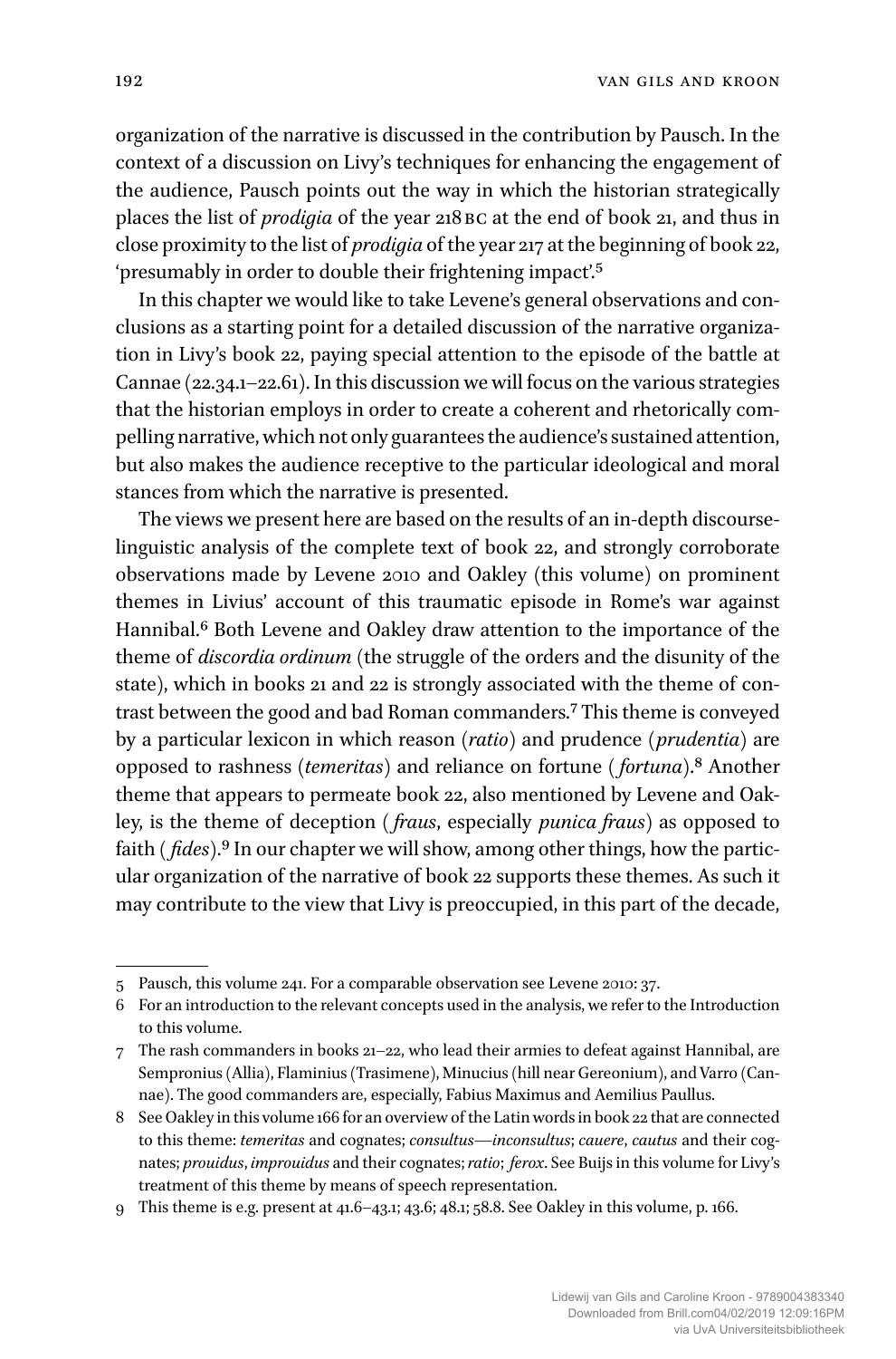organization of the narrative is discussed in the contribution by Pausch. In the context of a discussion on Livy's techniques for enhancing the engagement of the audience, Pausch points out the way in which the historian strategically places the list of *prodigia* of the year 218 BC at the end of book 21, and thus in close proximity to the list of *prodigia* of the year 217 at the beginning of book 22, 'presumably in order to double their frightening impact'.[5]

In this chapter we would like to take Levene's general observations and conclusions as a starting point for a detailed discussion of the narrative organization in Livy's book 22, paying special attention to the episode of the battle at Cannae (22.34.1–22.61). In this discussion we will focus on the various strategies that the historian employs in order to create a coherent and rhetorically compelling narrative, which not only guarantees the audience's sustained attention, but also makes the audience receptive to the particular ideological and moral stances from which the narrative is presented.

The views we present here are based on the results of an in-depth discourse-linguistic analysis of the complete text of book 22, and strongly corroborate observations made by Levene 2010 and Oakley (this volume) on prominent themes in Livius' account of this traumatic episode in Rome's war against Hannibal.[6] Both Levene and Oakley draw attention to the importance of the theme of *discordia ordinum* (the struggle of the orders and the disunity of the state), which in books 21 and 22 is strongly associated with the theme of contrast between the good and bad Roman commanders.[7] This theme is conveyed by a particular lexicon in which reason (*ratio*) and prudence (*prudentia*) are opposed to rashness (*temeritas*) and reliance on fortune (*fortuna*).[8] Another theme that appears to permeate book 22, also mentioned by Levene and Oakley, is the theme of deception (*fraus*, especially *punica fraus*) as opposed to faith (*fides*).[9] In our chapter we will show, among other things, how the particular organization of the narrative of book 22 supports these themes. As such it may contribute to the view that Livy is preoccupied, in this part of the decade,

---

5 Pausch, this volume 241. For a comparable observation see Levene 2010: 37.

6 For an introduction to the relevant concepts used in the analysis, we refer to the Introduction to this volume.

7 The rash commanders in books 21–22, who lead their armies to defeat against Hannibal, are Sempronius (Allia), Flaminius (Trasimene), Minucius (hill near Gereonium), and Varro (Cannae). The good commanders are, especially, Fabius Maximus and Aemilius Paullus.

8 See Oakley in this volume 166 for an overview of the Latin words in book 22 that are connected to this theme: *temeritas* and cognates; *consultus*—*inconsultus*; *cauere*, *cautus* and their cognates; *prouidus*, *improuidus* and their cognates; *ratio*; *ferox*. See Buijs in this volume for Livy's treatment of this theme by means of speech representation.

9 This theme is e.g. present at 41.6–43.1; 43.6; 48.1; 58.8. See Oakley in this volume, p. 166.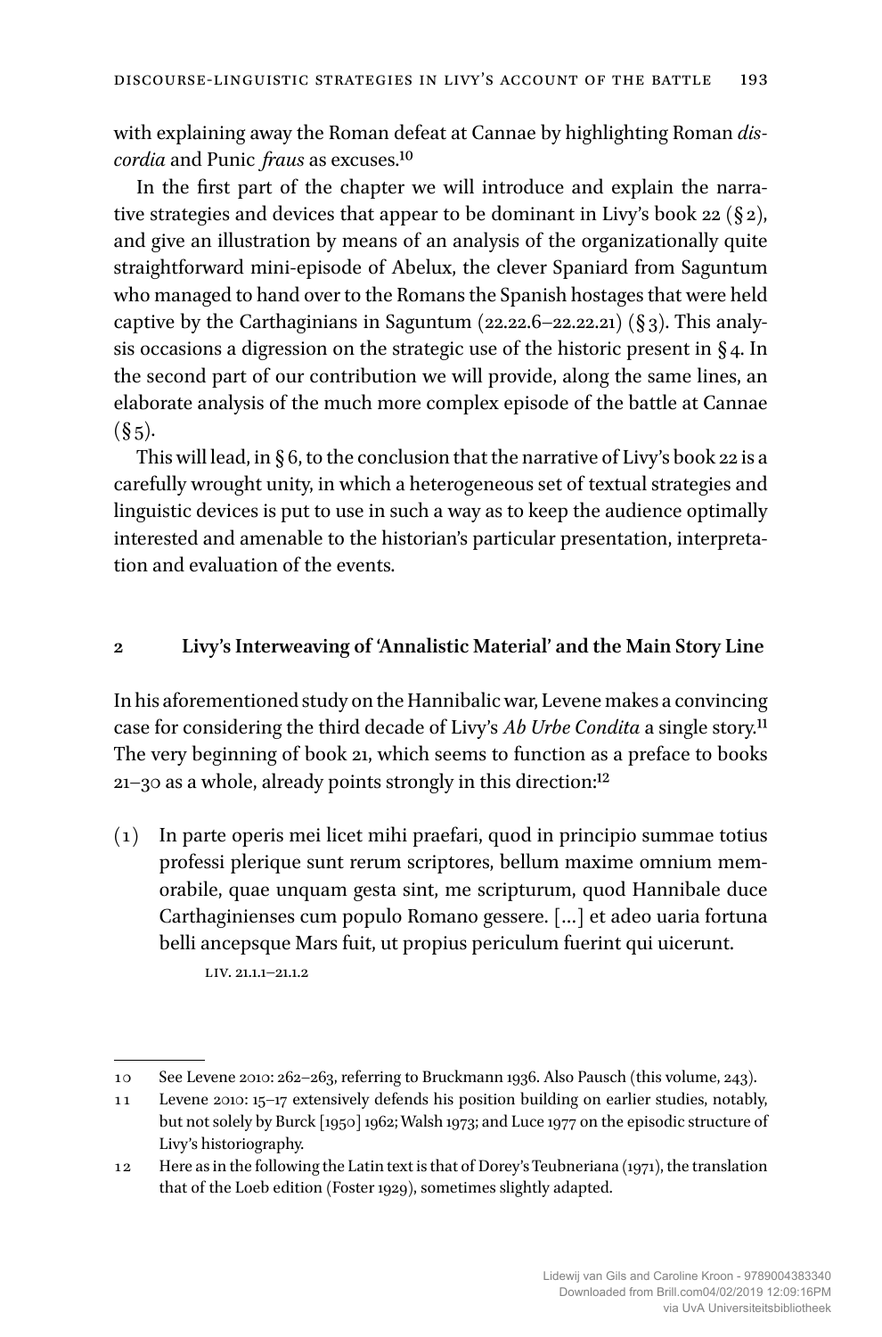with explaining away the Roman defeat at Cannae by highlighting Roman *discordia* and Punic *fraus* as excuses.[10]

In the first part of the chapter we will introduce and explain the narrative strategies and devices that appear to be dominant in Livy's book 22 (§ 2), and give an illustration by means of an analysis of the organizationally quite straightforward mini-episode of Abelux, the clever Spaniard from Saguntum who managed to hand over to the Romans the Spanish hostages that were held captive by the Carthaginians in Saguntum (22.22.6–22.22.21) (§ 3). This analysis occasions a digression on the strategic use of the historic present in § 4. In the second part of our contribution we will provide, along the same lines, an elaborate analysis of the much more complex episode of the battle at Cannae (§ 5).

This will lead, in § 6, to the conclusion that the narrative of Livy's book 22 is a carefully wrought unity, in which a heterogeneous set of textual strategies and linguistic devices is put to use in such a way as to keep the audience optimally interested and amenable to the historian's particular presentation, interpretation and evaluation of the events.

## 2 Livy's Interweaving of 'Annalistic Material' and the Main Story Line

In his aforementioned study on the Hannibalic war, Levene makes a convincing case for considering the third decade of Livy's *Ab Urbe Condita* a single story.[11] The very beginning of book 21, which seems to function as a preface to books 21–30 as a whole, already points strongly in this direction:[12]

(1) In parte operis mei licet mihi praefari, quod in principio summae totius professi plerique sunt rerum scriptores, bellum maxime omnium memorabile, quae unquam gesta sint, me scripturum, quod Hannibale duce Carthaginienses cum populo Romano gessere. [...] et adeo uaria fortuna belli ancepsque Mars fuit, ut propius periculum fuerint qui uicerunt.

LIV. 21.1.1–21.1.2

---

10 See Levene 2010: 262–263, referring to Bruckmann 1936. Also Pausch (this volume, 243).

11 Levene 2010: 15–17 extensively defends his position building on earlier studies, notably, but not solely by Burck [1950] 1962; Walsh 1973; and Luce 1977 on the episodic structure of Livy's historiography.

12 Here as in the following the Latin text is that of Dorey's Teubneriana (1971), the translation that of the Loeb edition (Foster 1929), sometimes slightly adapted.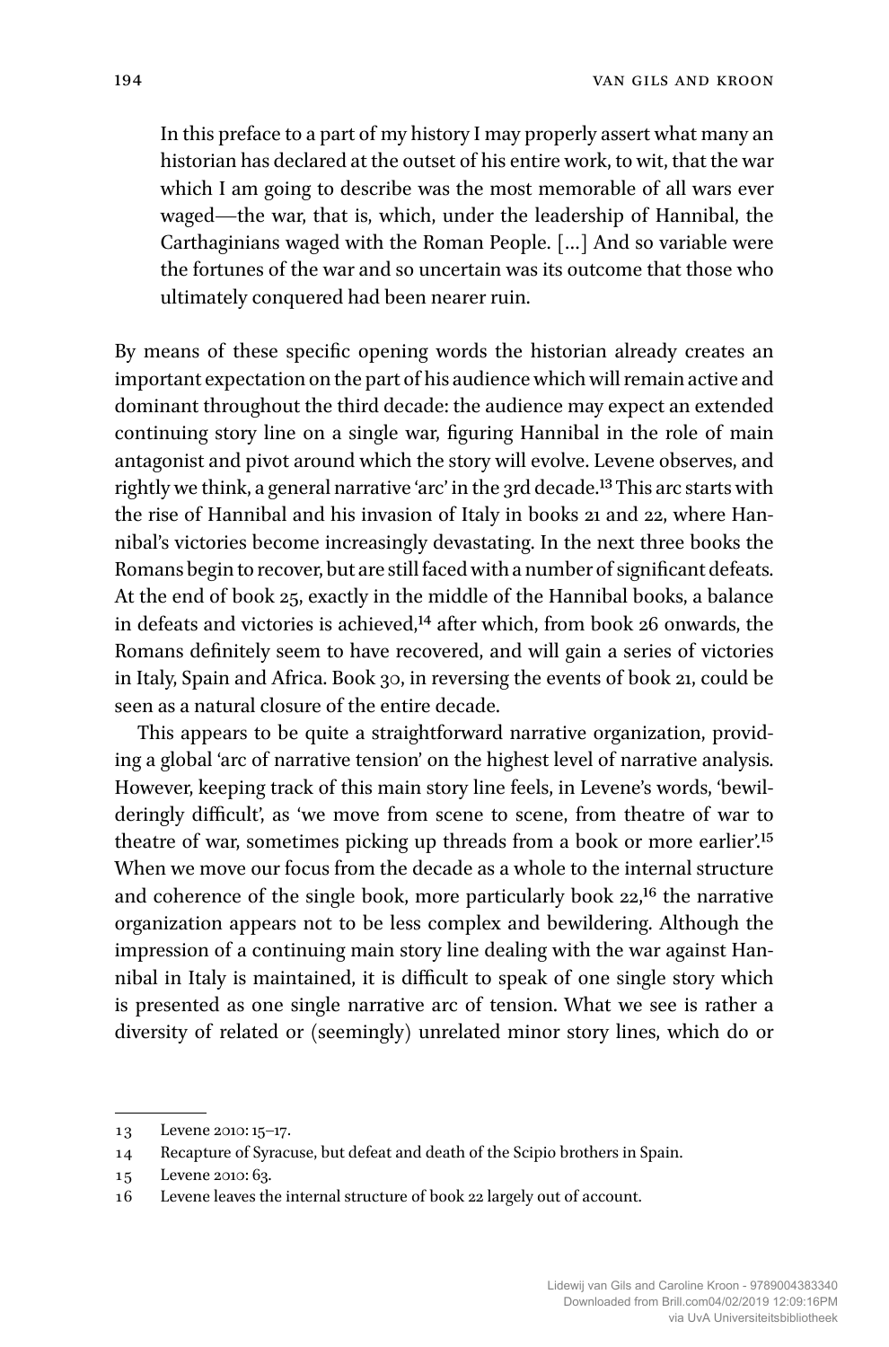> In this preface to a part of my history I may properly assert what many an historian has declared at the outset of his entire work, to wit, that the war which I am going to describe was the most memorable of all wars ever waged—the war, that is, which, under the leadership of Hannibal, the Carthaginians waged with the Roman People. [...] And so variable were the fortunes of the war and so uncertain was its outcome that those who ultimately conquered had been nearer ruin.

By means of these specific opening words the historian already creates an important expectation on the part of his audience which will remain active and dominant throughout the third decade: the audience may expect an extended continuing story line on a single war, figuring Hannibal in the role of main antagonist and pivot around which the story will evolve. Levene observes, and rightly we think, a general narrative 'arc' in the 3rd decade.[13] This arc starts with the rise of Hannibal and his invasion of Italy in books 21 and 22, where Hannibal's victories become increasingly devastating. In the next three books the Romans begin to recover, but are still faced with a number of significant defeats. At the end of book 25, exactly in the middle of the Hannibal books, a balance in defeats and victories is achieved,[14] after which, from book 26 onwards, the Romans definitely seem to have recovered, and will gain a series of victories in Italy, Spain and Africa. Book 30, in reversing the events of book 21, could be seen as a natural closure of the entire decade.

This appears to be quite a straightforward narrative organization, providing a global 'arc of narrative tension' on the highest level of narrative analysis. However, keeping track of this main story line feels, in Levene's words, 'bewilderingly difficult', as 'we move from scene to scene, from theatre of war to theatre of war, sometimes picking up threads from a book or more earlier'.[15] When we move our focus from the decade as a whole to the internal structure and coherence of the single book, more particularly book 22,[16] the narrative organization appears not to be less complex and bewildering. Although the impression of a continuing main story line dealing with the war against Hannibal in Italy is maintained, it is difficult to speak of one single story which is presented as one single narrative arc of tension. What we see is rather a diversity of related or (seemingly) unrelated minor story lines, which do or

13 Levene 2010: 15–17.

14 Recapture of Syracuse, but defeat and death of the Scipio brothers in Spain.

15 Levene 2010: 63.

16 Levene leaves the internal structure of book 22 largely out of account.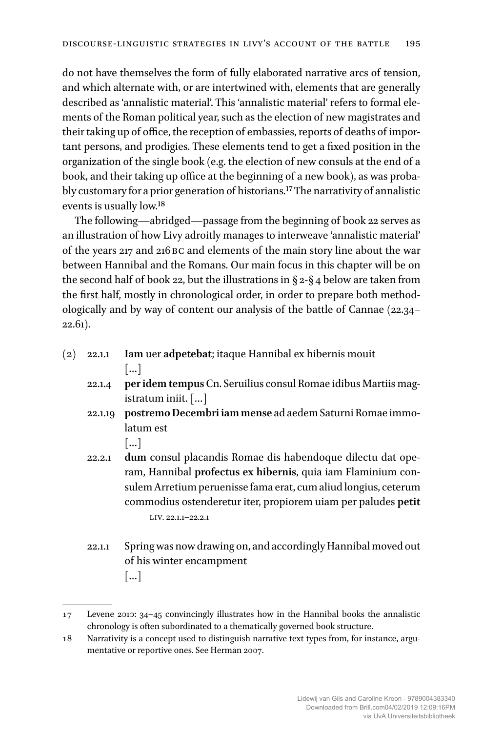do not have themselves the form of fully elaborated narrative arcs of tension, and which alternate with, or are intertwined with, elements that are generally described as 'annalistic material'. This 'annalistic material' refers to formal elements of the Roman political year, such as the election of new magistrates and their taking up of office, the reception of embassies, reports of deaths of important persons, and prodigies. These elements tend to get a fixed position in the organization of the single book (e.g. the election of new consuls at the end of a book, and their taking up office at the beginning of a new book), as was probably customary for a prior generation of historians.[17] The narrativity of annalistic events is usually low.[18]

The following—abridged—passage from the beginning of book 22 serves as an illustration of how Livy adroitly manages to interweave 'annalistic material' of the years 217 and 216 BC and elements of the main story line about the war between Hannibal and the Romans. Our main focus in this chapter will be on the second half of book 22, but the illustrations in § 2-§ 4 below are taken from the first half, mostly in chronological order, in order to prepare both methodologically and by way of content our analysis of the battle of Cannae (22.34–22.61).

(2)

22.1.1 **Iam** uer **adpetebat**; itaque Hannibal ex hibernis mouit
[...]

22.1.4 **per idem tempus** Cn. Seruilius consul Romae idibus Martiis magistratum iniit. [...]

22.1.19 **postremo Decembri iam mense** ad aedem Saturni Romae immolatum est
[...]

22.2.1 **dum** consul placandis Romae dis habendoque dilectu dat operam, Hannibal **profectus ex hibernis**, quia iam Flaminium consulem Arretium peruenisse fama erat, cum aliud longius, ceterum commodius ostenderetur iter, propiorem uiam per paludes **petit**

LIV. 22.1.1–22.2.1

22.1.1 Spring was now drawing on, and accordingly Hannibal moved out of his winter encampment
[...]

17 Levene 2010: 34–45 convincingly illustrates how in the Hannibal books the annalistic chronology is often subordinated to a thematically governed book structure.

18 Narrativity is a concept used to distinguish narrative text types from, for instance, argumentative or reportive ones. See Herman 2007.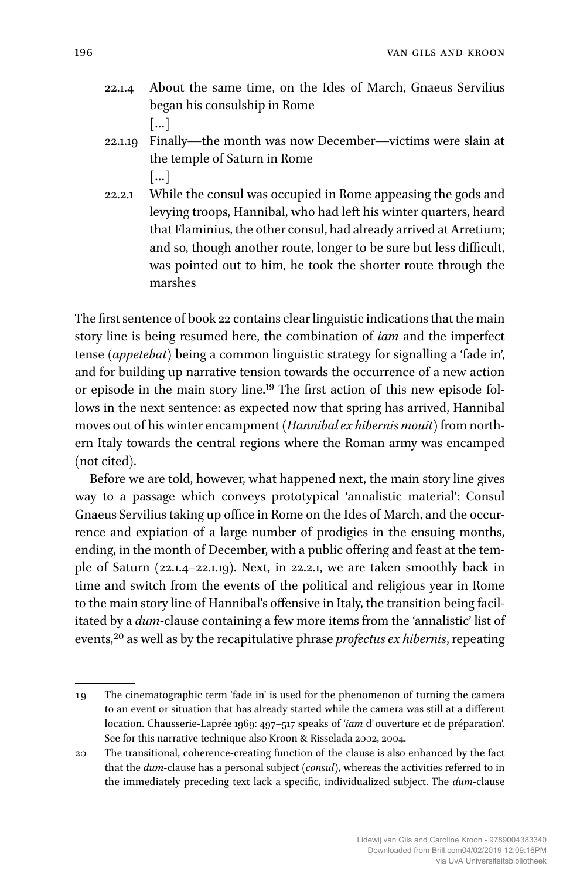22.1.4 About the same time, on the Ides of March, Gnaeus Servilius began his consulship in Rome

[…]

22.1.19 Finally—the month was now December—victims were slain at the temple of Saturn in Rome

[…]

22.2.1 While the consul was occupied in Rome appeasing the gods and levying troops, Hannibal, who had left his winter quarters, heard that Flaminius, the other consul, had already arrived at Arretium; and so, though another route, longer to be sure but less difficult, was pointed out to him, he took the shorter route through the marshes

The first sentence of book 22 contains clear linguistic indications that the main story line is being resumed here, the combination of *iam* and the imperfect tense (*appetebat*) being a common linguistic strategy for signalling a 'fade in', and for building up narrative tension towards the occurrence of a new action or episode in the main story line.[19] The first action of this new episode follows in the next sentence: as expected now that spring has arrived, Hannibal moves out of his winter encampment (*Hannibal ex hibernis mouit*) from northern Italy towards the central regions where the Roman army was encamped (not cited).

Before we are told, however, what happened next, the main story line gives way to a passage which conveys prototypical 'annalistic material': Consul Gnaeus Servilius taking up office in Rome on the Ides of March, and the occurrence and expiation of a large number of prodigies in the ensuing months, ending, in the month of December, with a public offering and feast at the temple of Saturn (22.1.4–22.1.19). Next, in 22.2.1, we are taken smoothly back in time and switch from the events of the political and religious year in Rome to the main story line of Hannibal's offensive in Italy, the transition being facilitated by a *dum*-clause containing a few more items from the 'annalistic' list of events,[20] as well as by the recapitulative phrase *profectus ex hibernis*, repeating

---

19 The cinematographic term 'fade in' is used for the phenomenon of turning the camera to an event or situation that has already started while the camera was still at a different location. Chausserie-Laprée 1969: 497–517 speaks of '*iam* d'ouverture et de préparation'. See for this narrative technique also Kroon & Risselada 2002, 2004.

20 The transitional, coherence-creating function of the clause is also enhanced by the fact that the *dum*-clause has a personal subject (*consul*), whereas the activities referred to in the immediately preceding text lack a specific, individualized subject. The *dum*-clause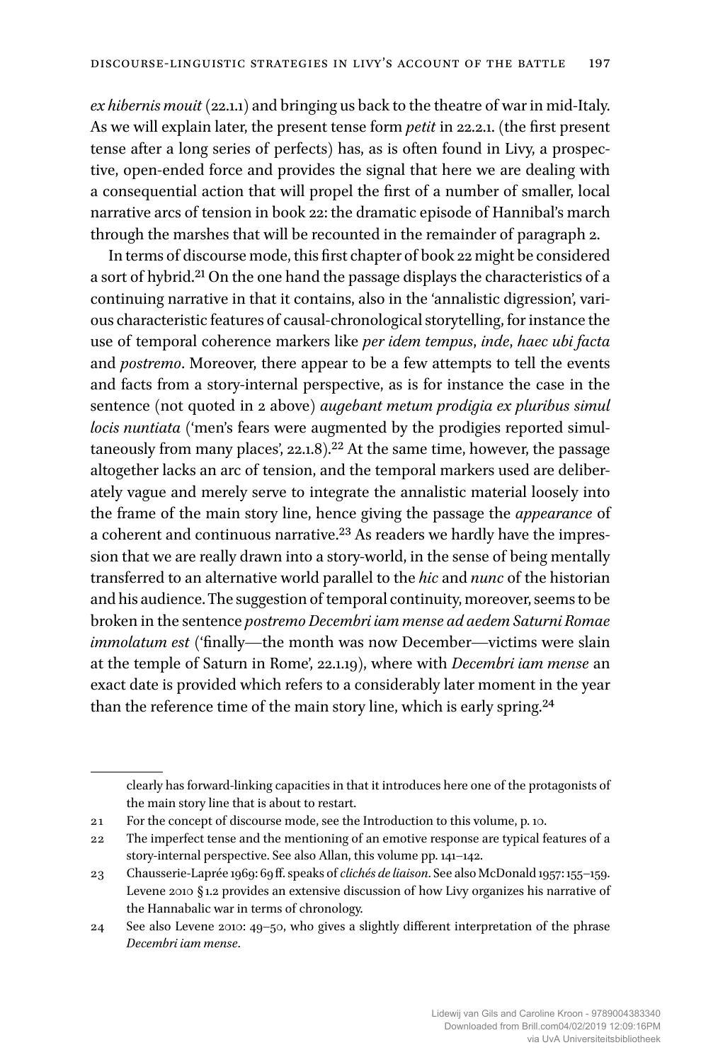*ex hibernis mouit* (22.1.1) and bringing us back to the theatre of war in mid-Italy. As we will explain later, the present tense form *petit* in 22.2.1. (the first present tense after a long series of perfects) has, as is often found in Livy, a prospective, open-ended force and provides the signal that here we are dealing with a consequential action that will propel the first of a number of smaller, local narrative arcs of tension in book 22: the dramatic episode of Hannibal's march through the marshes that will be recounted in the remainder of paragraph 2.

In terms of discourse mode, this first chapter of book 22 might be considered a sort of hybrid.[21] On the one hand the passage displays the characteristics of a continuing narrative in that it contains, also in the 'annalistic digression', various characteristic features of causal-chronological storytelling, for instance the use of temporal coherence markers like *per idem tempus*, *inde*, *haec ubi facta* and *postremo*. Moreover, there appear to be a few attempts to tell the events and facts from a story-internal perspective, as is for instance the case in the sentence (not quoted in 2 above) *augebant metum prodigia ex pluribus simul locis nuntiata* ('men's fears were augmented by the prodigies reported simultaneously from many places', 22.1.8).[22] At the same time, however, the passage altogether lacks an arc of tension, and the temporal markers used are deliberately vague and merely serve to integrate the annalistic material loosely into the frame of the main story line, hence giving the passage the *appearance* of a coherent and continuous narrative.[23] As readers we hardly have the impression that we are really drawn into a story-world, in the sense of being mentally transferred to an alternative world parallel to the *hic* and *nunc* of the historian and his audience. The suggestion of temporal continuity, moreover, seems to be broken in the sentence *postremo Decembri iam mense ad aedem Saturni Romae immolatum est* ('finally—the month was now December—victims were slain at the temple of Saturn in Rome', 22.1.19), where with *Decembri iam mense* an exact date is provided which refers to a considerably later moment in the year than the reference time of the main story line, which is early spring.[24]

---

clearly has forward-linking capacities in that it introduces here one of the protagonists of the main story line that is about to restart.

21 For the concept of discourse mode, see the Introduction to this volume, p. 10.

22 The imperfect tense and the mentioning of an emotive response are typical features of a story-internal perspective. See also Allan, this volume pp. 141–142.

23 Chausserie-Laprée 1969: 69ff. speaks of *clichés de liaison*. See also McDonald 1957: 155–159. Levene 2010 §1.2 provides an extensive discussion of how Livy organizes his narrative of the Hannabalic war in terms of chronology.

24 See also Levene 2010: 49–50, who gives a slightly different interpretation of the phrase *Decembri iam mense*.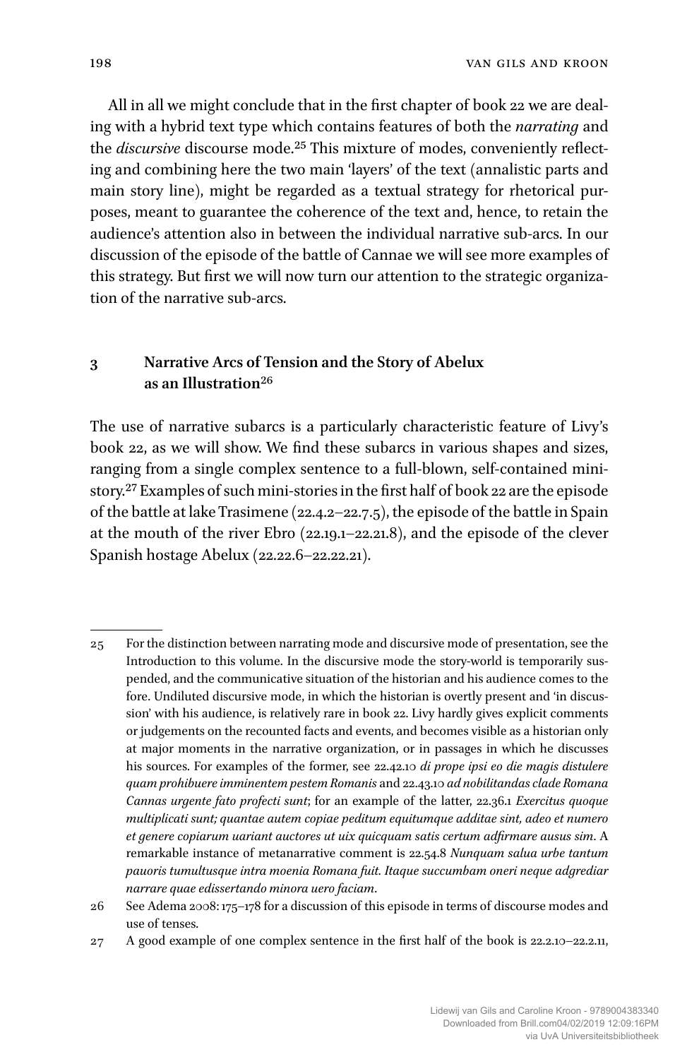All in all we might conclude that in the first chapter of book 22 we are dealing with a hybrid text type which contains features of both the *narrating* and the *discursive* discourse mode.[25] This mixture of modes, conveniently reflecting and combining here the two main 'layers' of the text (annalistic parts and main story line), might be regarded as a textual strategy for rhetorical purposes, meant to guarantee the coherence of the text and, hence, to retain the audience's attention also in between the individual narrative sub-arcs. In our discussion of the episode of the battle of Cannae we will see more examples of this strategy. But first we will now turn our attention to the strategic organization of the narrative sub-arcs.

## 3 Narrative Arcs of Tension and the Story of Abelux as an Illustration[26]

The use of narrative subarcs is a particularly characteristic feature of Livy's book 22, as we will show. We find these subarcs in various shapes and sizes, ranging from a single complex sentence to a full-blown, self-contained ministory.[27] Examples of such mini-stories in the first half of book 22 are the episode of the battle at lake Trasimene (22.4.2–22.7.5), the episode of the battle in Spain at the mouth of the river Ebro (22.19.1–22.21.8), and the episode of the clever Spanish hostage Abelux (22.22.6–22.22.21).

---

25 For the distinction between narrating mode and discursive mode of presentation, see the Introduction to this volume. In the discursive mode the story-world is temporarily suspended, and the communicative situation of the historian and his audience comes to the fore. Undiluted discursive mode, in which the historian is overtly present and 'in discussion' with his audience, is relatively rare in book 22. Livy hardly gives explicit comments or judgements on the recounted facts and events, and becomes visible as a historian only at major moments in the narrative organization, or in passages in which he discusses his sources. For examples of the former, see 22.42.10 *di prope ipsi eo die magis distulere quam prohibuere imminentem pestem Romanis* and 22.43.10 *ad nobilitandas clade Romana Cannas urgente fato profecti sunt*; for an example of the latter, 22.36.1 *Exercitus quoque multiplicati sunt; quantae autem copiae peditum equitumque additae sint, adeo et numero et genere copiarum uariant auctores ut uix quicquam satis certum adfirmare ausus sim*. A remarkable instance of metanarrative comment is 22.54.8 *Nunquam salua urbe tantum pauoris tumultusque intra moenia Romana fuit. Itaque succumbam oneri neque adgrediar narrare quae edissertando minora uero faciam*.

26 See Adema 2008: 175–178 for a discussion of this episode in terms of discourse modes and use of tenses.

27 A good example of one complex sentence in the first half of the book is 22.2.10–22.2.11,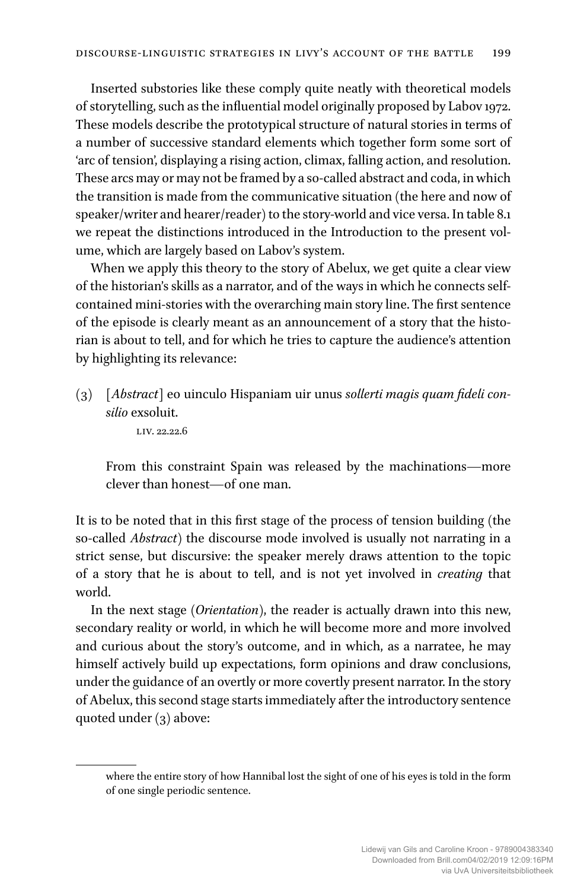Inserted substories like these comply quite neatly with theoretical models of storytelling, such as the influential model originally proposed by Labov 1972. These models describe the prototypical structure of natural stories in terms of a number of successive standard elements which together form some sort of 'arc of tension', displaying a rising action, climax, falling action, and resolution. These arcs may or may not be framed by a so-called abstract and coda, in which the transition is made from the communicative situation (the here and now of speaker/writer and hearer/reader) to the story-world and vice versa. In table 8.1 we repeat the distinctions introduced in the Introduction to the present volume, which are largely based on Labov's system.

When we apply this theory to the story of Abelux, we get quite a clear view of the historian's skills as a narrator, and of the ways in which he connects self-contained mini-stories with the overarching main story line. The first sentence of the episode is clearly meant as an announcement of a story that the historian is about to tell, and for which he tries to capture the audience's attention by highlighting its relevance:

(3) [*Abstract*] eo uinculo Hispaniam uir unus *sollerti magis quam fideli consilio* exsoluit.

LIV. 22.22.6

From this constraint Spain was released by the machinations—more clever than honest—of one man.

It is to be noted that in this first stage of the process of tension building (the so-called *Abstract*) the discourse mode involved is usually not narrating in a strict sense, but discursive: the speaker merely draws attention to the topic of a story that he is about to tell, and is not yet involved in *creating* that world.

In the next stage (*Orientation*), the reader is actually drawn into this new, secondary reality or world, in which he will become more and more involved and curious about the story's outcome, and in which, as a narratee, he may himself actively build up expectations, form opinions and draw conclusions, under the guidance of an overtly or more covertly present narrator. In the story of Abelux, this second stage starts immediately after the introductory sentence quoted under (3) above:

---

where the entire story of how Hannibal lost the sight of one of his eyes is told in the form of one single periodic sentence.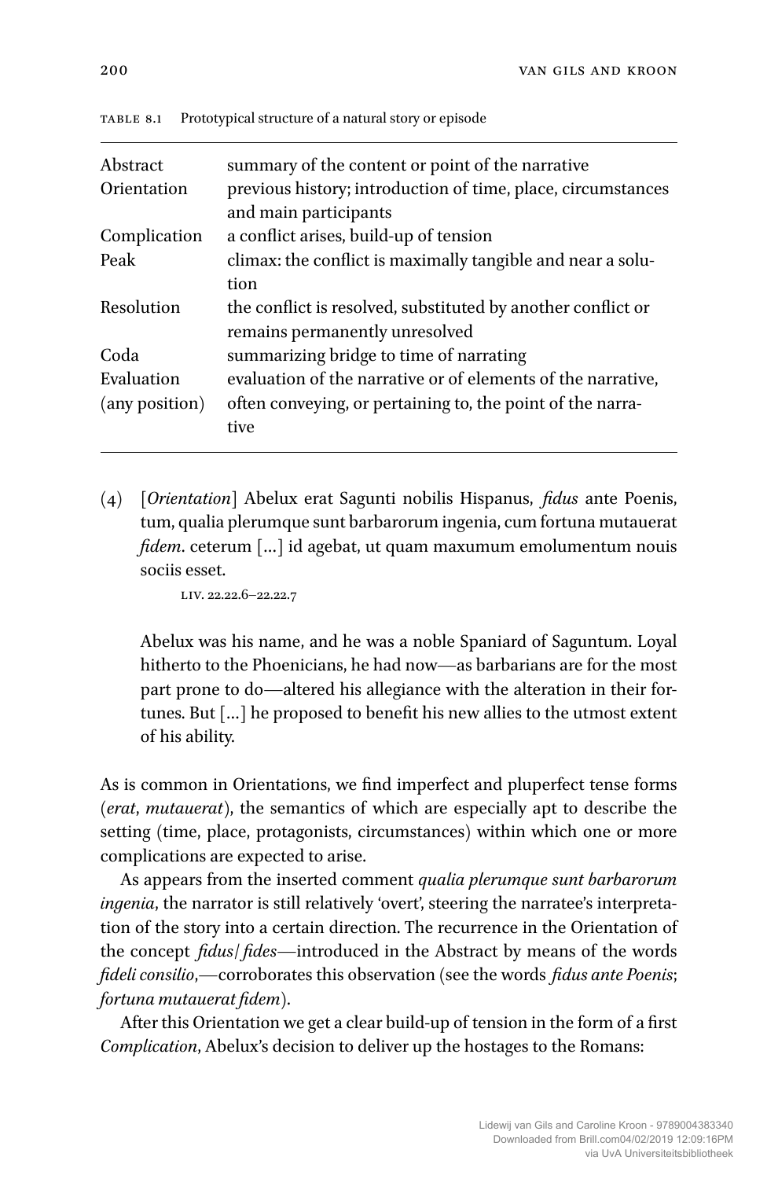TABLE 8.1 Prototypical structure of a natural story or episode

| | |
|---|---|
| Abstract | summary of the content or point of the narrative |
| Orientation | previous history; introduction of time, place, circumstances and main participants |
| Complication | a conflict arises, build-up of tension |
| Peak | climax: the conflict is maximally tangible and near a solution |
| Resolution | the conflict is resolved, substituted by another conflict or remains permanently unresolved |
| Coda | summarizing bridge to time of narrating |
| Evaluation (any position) | evaluation of the narrative or of elements of the narrative, often conveying, or pertaining to, the point of the narrative |

(4) [*Orientation*] Abelux erat Sagunti nobilis Hispanus, *fidus* ante Poenis, tum, qualia plerumque sunt barbarorum ingenia, cum fortuna mutauerat *fidem*. ceterum [...] id agebat, ut quam maxumum emolumentum nouis sociis esset.

LIV. 22.22.6–22.22.7

Abelux was his name, and he was a noble Spaniard of Saguntum. Loyal hitherto to the Phoenicians, he had now—as barbarians are for the most part prone to do—altered his allegiance with the alteration in their fortunes. But [...] he proposed to benefit his new allies to the utmost extent of his ability.

As is common in Orientations, we find imperfect and pluperfect tense forms (*erat*, *mutauerat*), the semantics of which are especially apt to describe the setting (time, place, protagonists, circumstances) within which one or more complications are expected to arise.

As appears from the inserted comment *qualia plerumque sunt barbarorum ingenia*, the narrator is still relatively 'overt', steering the narratee's interpretation of the story into a certain direction. The recurrence in the Orientation of the concept *fidus*/*fides*—introduced in the Abstract by means of the words *fideli consilio*,—corroborates this observation (see the words *fidus ante Poenis*; *fortuna mutauerat fidem*).

After this Orientation we get a clear build-up of tension in the form of a first *Complication*, Abelux's decision to deliver up the hostages to the Romans: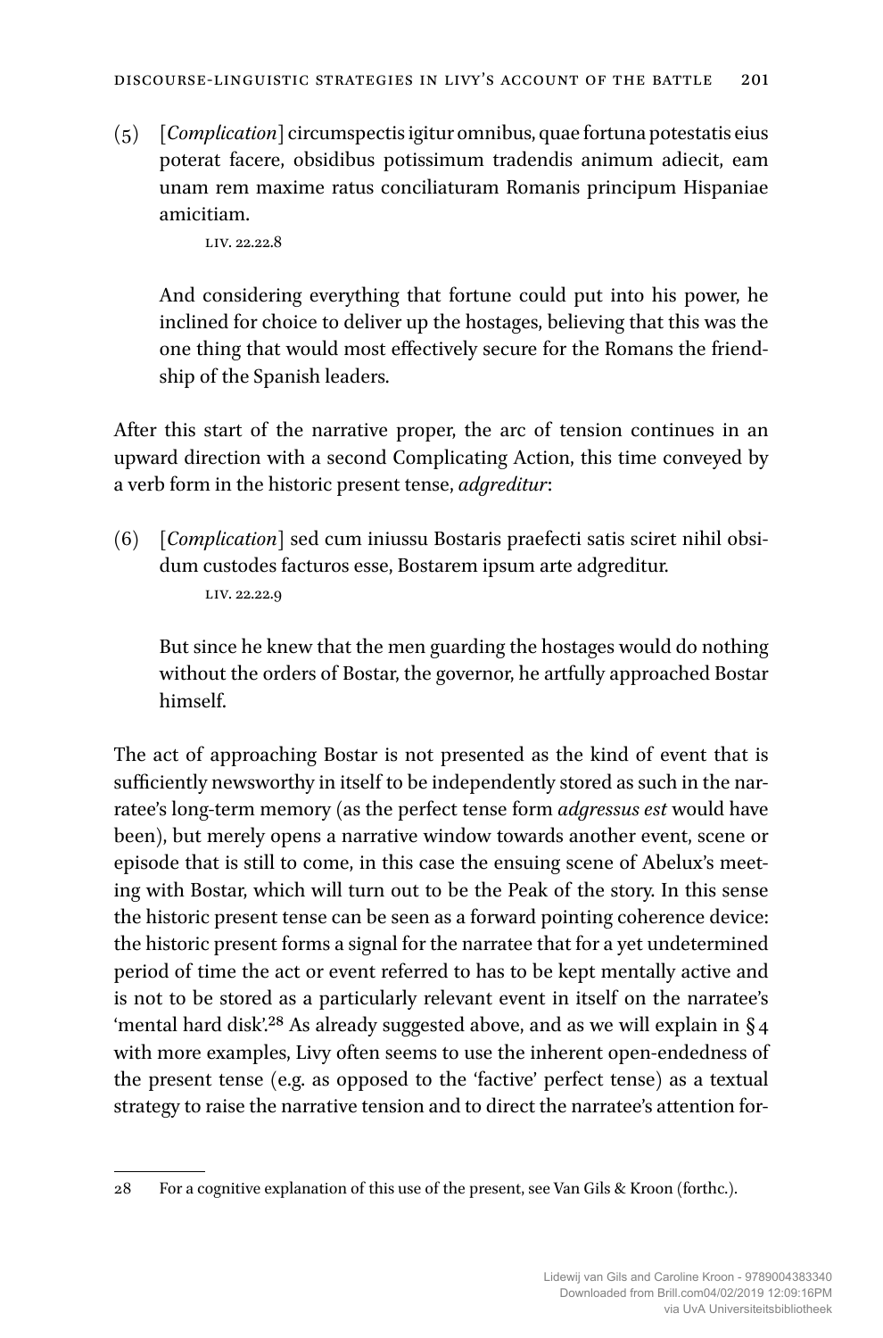(5) [*Complication*] circumspectis igitur omnibus, quae fortuna potestatis eius poterat facere, obsidibus potissimum tradendis animum adiecit, eam unam rem maxime ratus conciliaturam Romanis principum Hispaniae amicitiam.

LIV. 22.22.8

And considering everything that fortune could put into his power, he inclined for choice to deliver up the hostages, believing that this was the one thing that would most effectively secure for the Romans the friendship of the Spanish leaders.

After this start of the narrative proper, the arc of tension continues in an upward direction with a second Complicating Action, this time conveyed by a verb form in the historic present tense, *adgreditur*:

(6) [*Complication*] sed cum iniussu Bostaris praefecti satis sciret nihil obsidum custodes facturos esse, Bostarem ipsum arte adgreditur.

LIV. 22.22.9

But since he knew that the men guarding the hostages would do nothing without the orders of Bostar, the governor, he artfully approached Bostar himself.

The act of approaching Bostar is not presented as the kind of event that is sufficiently newsworthy in itself to be independently stored as such in the narratee's long-term memory (as the perfect tense form *adgressus est* would have been), but merely opens a narrative window towards another event, scene or episode that is still to come, in this case the ensuing scene of Abelux's meeting with Bostar, which will turn out to be the Peak of the story. In this sense the historic present tense can be seen as a forward pointing coherence device: the historic present forms a signal for the narratee that for a yet undetermined period of time the act or event referred to has to be kept mentally active and is not to be stored as a particularly relevant event in itself on the narratee's 'mental hard disk'.[28] As already suggested above, and as we will explain in § 4 with more examples, Livy often seems to use the inherent open-endedness of the present tense (e.g. as opposed to the 'factive' perfect tense) as a textual strategy to raise the narrative tension and to direct the narratee's attention for-

28 For a cognitive explanation of this use of the present, see Van Gils & Kroon (forthc.).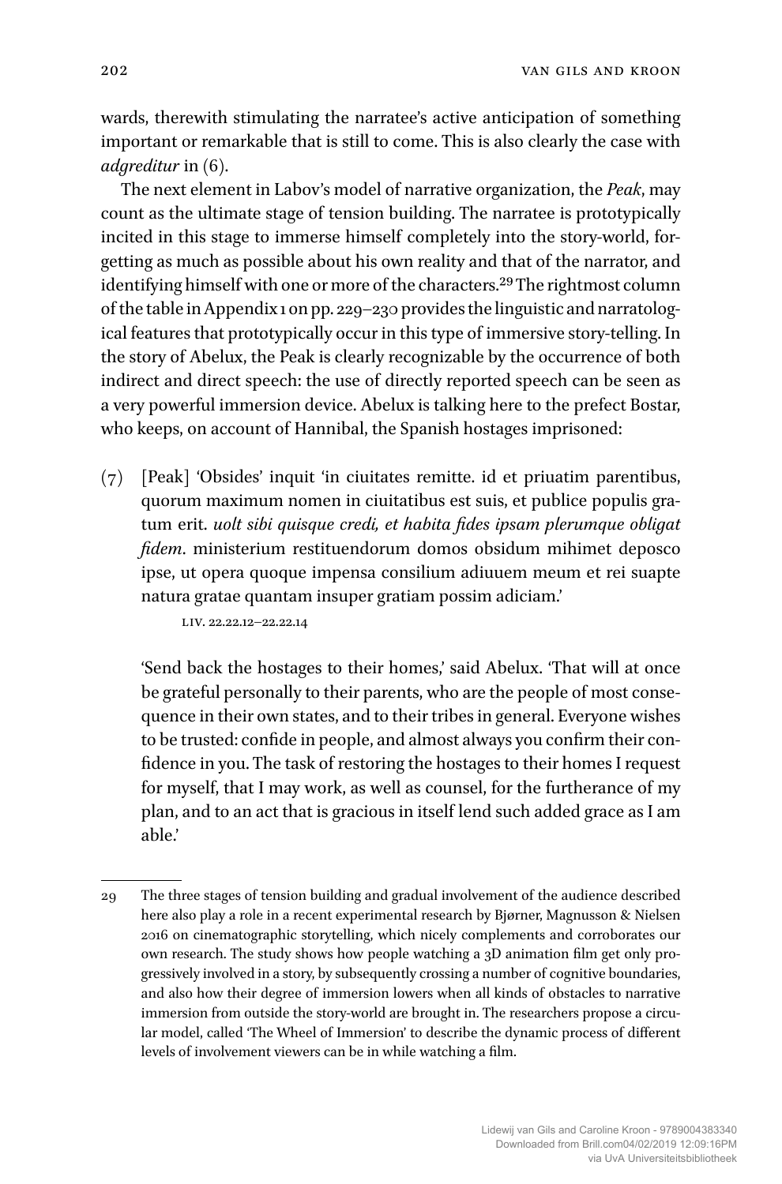wards, therewith stimulating the narratee's active anticipation of something important or remarkable that is still to come. This is also clearly the case with *adgreditur* in (6).

The next element in Labov's model of narrative organization, the *Peak*, may count as the ultimate stage of tension building. The narratee is prototypically incited in this stage to immerse himself completely into the story-world, forgetting as much as possible about his own reality and that of the narrator, and identifying himself with one or more of the characters.[29] The rightmost column of the table in Appendix 1 on pp. 229–230 provides the linguistic and narratological features that prototypically occur in this type of immersive story-telling. In the story of Abelux, the Peak is clearly recognizable by the occurrence of both indirect and direct speech: the use of directly reported speech can be seen as a very powerful immersion device. Abelux is talking here to the prefect Bostar, who keeps, on account of Hannibal, the Spanish hostages imprisoned:

(7) [Peak] 'Obsides' inquit 'in ciuitates remitte. id et priuatim parentibus, quorum maximum nomen in ciuitatibus est suis, et publice populis gratum erit. *uolt sibi quisque credi, et habita fides ipsam plerumque obligat fidem*. ministerium restituendorum domos obsidum mihimet deposco ipse, ut opera quoque impensa consilium adiuuem meum et rei suapte natura gratae quantam insuper gratiam possim adiciam.'

LIV. 22.22.12–22.22.14

'Send back the hostages to their homes,' said Abelux. 'That will at once be grateful personally to their parents, who are the people of most consequence in their own states, and to their tribes in general. Everyone wishes to be trusted: confide in people, and almost always you confirm their confidence in you. The task of restoring the hostages to their homes I request for myself, that I may work, as well as counsel, for the furtherance of my plan, and to an act that is gracious in itself lend such added grace as I am able.'

---

29 The three stages of tension building and gradual involvement of the audience described here also play a role in a recent experimental research by Bjørner, Magnusson & Nielsen 2016 on cinematographic storytelling, which nicely complements and corroborates our own research. The study shows how people watching a 3D animation film get only progressively involved in a story, by subsequently crossing a number of cognitive boundaries, and also how their degree of immersion lowers when all kinds of obstacles to narrative immersion from outside the story-world are brought in. The researchers propose a circular model, called 'The Wheel of Immersion' to describe the dynamic process of different levels of involvement viewers can be in while watching a film.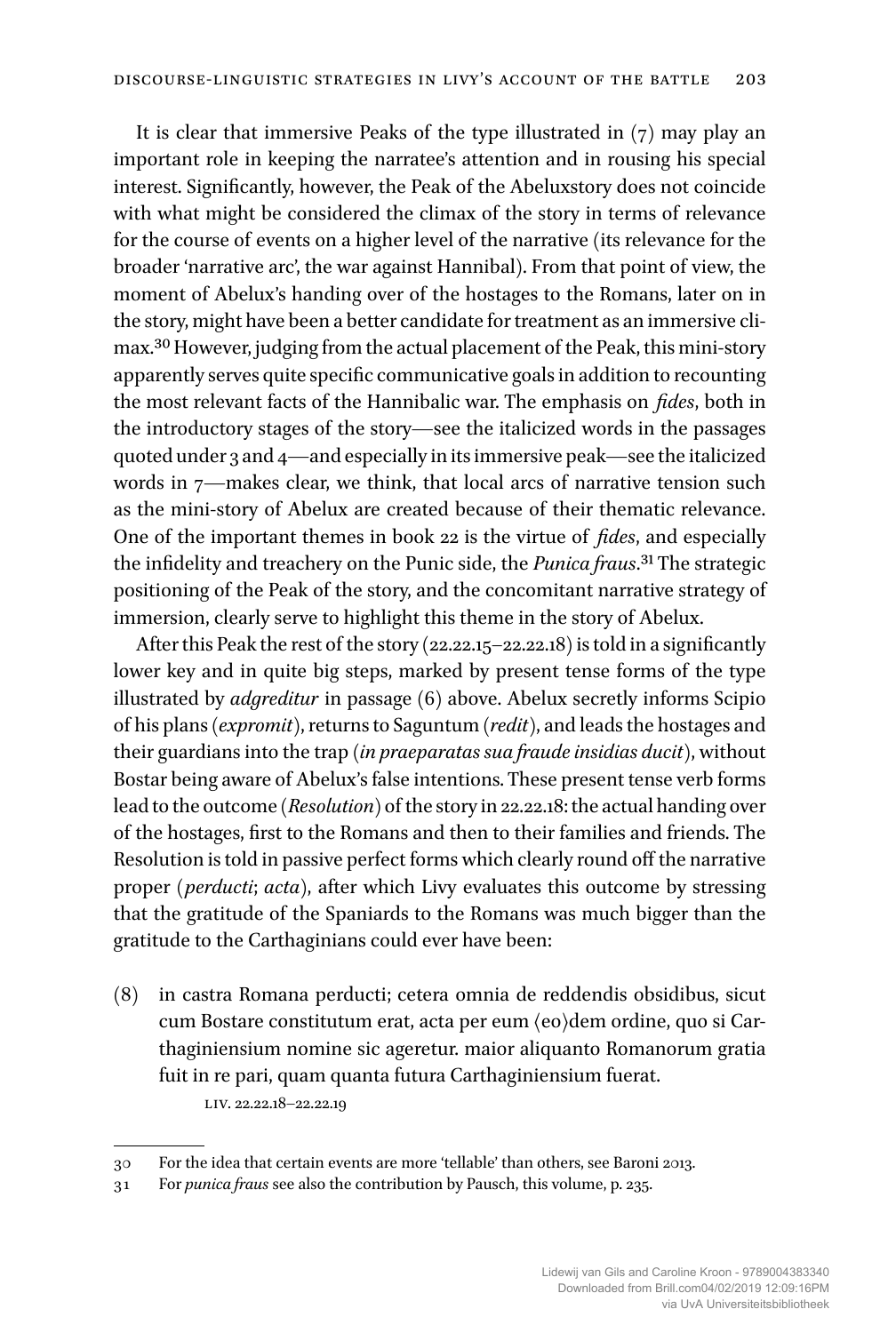It is clear that immersive Peaks of the type illustrated in (7) may play an important role in keeping the narratee's attention and in rousing his special interest. Significantly, however, the Peak of the Abeluxstory does not coincide with what might be considered the climax of the story in terms of relevance for the course of events on a higher level of the narrative (its relevance for the broader 'narrative arc', the war against Hannibal). From that point of view, the moment of Abelux's handing over of the hostages to the Romans, later on in the story, might have been a better candidate for treatment as an immersive climax.[30] However, judging from the actual placement of the Peak, this mini-story apparently serves quite specific communicative goals in addition to recounting the most relevant facts of the Hannibalic war. The emphasis on *fides*, both in the introductory stages of the story—see the italicized words in the passages quoted under 3 and 4—and especially in its immersive peak—see the italicized words in 7—makes clear, we think, that local arcs of narrative tension such as the mini-story of Abelux are created because of their thematic relevance. One of the important themes in book 22 is the virtue of *fides*, and especially the infidelity and treachery on the Punic side, the *Punica fraus*.[31] The strategic positioning of the Peak of the story, and the concomitant narrative strategy of immersion, clearly serve to highlight this theme in the story of Abelux.

After this Peak the rest of the story (22.22.15–22.22.18) is told in a significantly lower key and in quite big steps, marked by present tense forms of the type illustrated by *adgreditur* in passage (6) above. Abelux secretly informs Scipio of his plans (*expromit*), returns to Saguntum (*redit*), and leads the hostages and their guardians into the trap (*in praeparatas sua fraude insidias ducit*), without Bostar being aware of Abelux's false intentions. These present tense verb forms lead to the outcome (*Resolution*) of the story in 22.22.18: the actual handing over of the hostages, first to the Romans and then to their families and friends. The Resolution is told in passive perfect forms which clearly round off the narrative proper (*perducti*; *acta*), after which Livy evaluates this outcome by stressing that the gratitude of the Spaniards to the Romans was much bigger than the gratitude to the Carthaginians could ever have been:

(8) in castra Romana perducti; cetera omnia de reddendis obsidibus, sicut cum Bostare constitutum erat, acta per eum ⟨eo⟩dem ordine, quo si Carthaginiensium nomine sic ageretur. maior aliquanto Romanorum gratia fuit in re pari, quam quanta futura Carthaginiensium fuerat.

LIV. 22.22.18–22.22.19

---

30 For the idea that certain events are more 'tellable' than others, see Baroni 2013.

31 For *punica fraus* see also the contribution by Pausch, this volume, p. 235.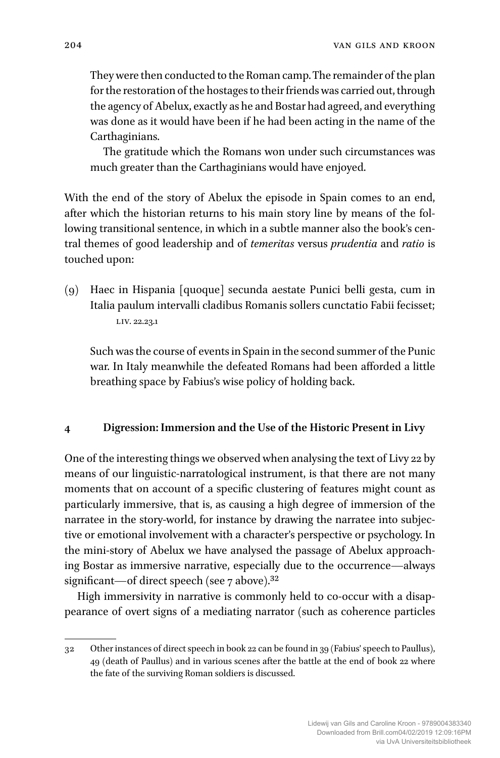They were then conducted to the Roman camp. The remainder of the plan for the restoration of the hostages to their friends was carried out, through the agency of Abelux, exactly as he and Bostar had agreed, and everything was done as it would have been if he had been acting in the name of the Carthaginians.

The gratitude which the Romans won under such circumstances was much greater than the Carthaginians would have enjoyed.

With the end of the story of Abelux the episode in Spain comes to an end, after which the historian returns to his main story line by means of the following transitional sentence, in which in a subtle manner also the book's central themes of good leadership and of *temeritas* versus *prudentia* and *ratio* is touched upon:

(9) Haec in Hispania [quoque] secunda aestate Punici belli gesta, cum in Italia paulum intervalli cladibus Romanis sollers cunctatio Fabii fecisset;
LIV. 22.23.1

Such was the course of events in Spain in the second summer of the Punic war. In Italy meanwhile the defeated Romans had been afforded a little breathing space by Fabius's wise policy of holding back.

## 4 Digression: Immersion and the Use of the Historic Present in Livy

One of the interesting things we observed when analysing the text of Livy 22 by means of our linguistic-narratological instrument, is that there are not many moments that on account of a specific clustering of features might count as particularly immersive, that is, as causing a high degree of immersion of the narratee in the story-world, for instance by drawing the narratee into subjective or emotional involvement with a character's perspective or psychology. In the mini-story of Abelux we have analysed the passage of Abelux approaching Bostar as immersive narrative, especially due to the occurrence—always significant—of direct speech (see 7 above).[32]

High immersivity in narrative is commonly held to co-occur with a disappearance of overt signs of a mediating narrator (such as coherence particles

---

32 Other instances of direct speech in book 22 can be found in 39 (Fabius' speech to Paullus), 49 (death of Paullus) and in various scenes after the battle at the end of book 22 where the fate of the surviving Roman soldiers is discussed.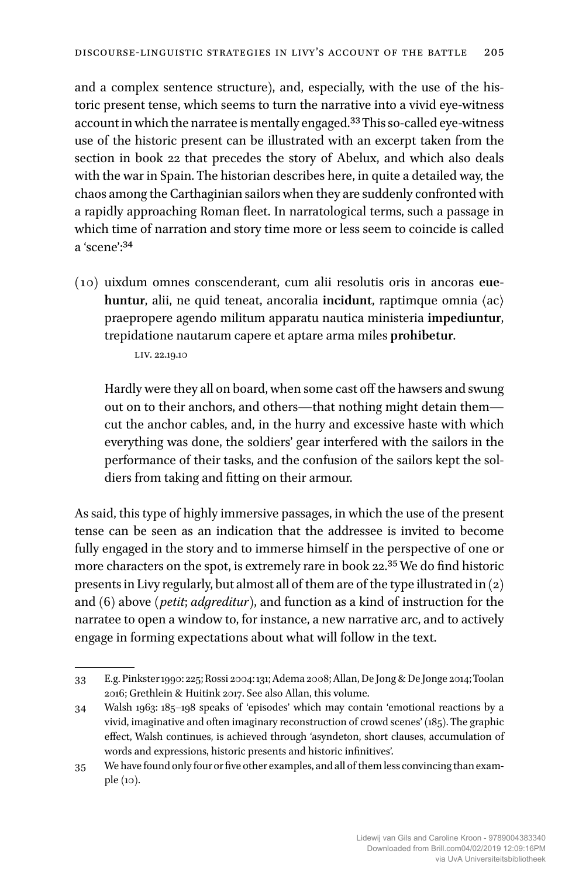and a complex sentence structure), and, especially, with the use of the historic present tense, which seems to turn the narrative into a vivid eye-witness account in which the narratee is mentally engaged.[33] This so-called eye-witness use of the historic present can be illustrated with an excerpt taken from the section in book 22 that precedes the story of Abelux, and which also deals with the war in Spain. The historian describes here, in quite a detailed way, the chaos among the Carthaginian sailors when they are suddenly confronted with a rapidly approaching Roman fleet. In narratological terms, such a passage in which time of narration and story time more or less seem to coincide is called a 'scene':[34]

(10) uixdum omnes conscenderant, cum alii resolutis oris in ancoras **euehuntur**, alii, ne quid teneat, ancoralia **incidunt**, raptimque omnia ⟨ac⟩ praepropere agendo militum apparatu nautica ministeria **impediuntur**, trepidatione nautarum capere et aptare arma miles **prohibetur**.

LIV. 22.19.10

Hardly were they all on board, when some cast off the hawsers and swung out on to their anchors, and others—that nothing might detain them—cut the anchor cables, and, in the hurry and excessive haste with which everything was done, the soldiers' gear interfered with the sailors in the performance of their tasks, and the confusion of the sailors kept the soldiers from taking and fitting on their armour.

As said, this type of highly immersive passages, in which the use of the present tense can be seen as an indication that the addressee is invited to become fully engaged in the story and to immerse himself in the perspective of one or more characters on the spot, is extremely rare in book 22.[35] We do find historic presents in Livy regularly, but almost all of them are of the type illustrated in (2) and (6) above (*petit*; *adgreditur*), and function as a kind of instruction for the narratee to open a window to, for instance, a new narrative arc, and to actively engage in forming expectations about what will follow in the text.

---

33 E.g. Pinkster 1990: 225; Rossi 2004: 131; Adema 2008; Allan, De Jong & De Jonge 2014; Toolan 2016; Grethlein & Huitink 2017. See also Allan, this volume.

34 Walsh 1963: 185–198 speaks of 'episodes' which may contain 'emotional reactions by a vivid, imaginative and often imaginary reconstruction of crowd scenes' (185). The graphic effect, Walsh continues, is achieved through 'asyndeton, short clauses, accumulation of words and expressions, historic presents and historic infinitives'.

35 We have found only four or five other examples, and all of them less convincing than example (10).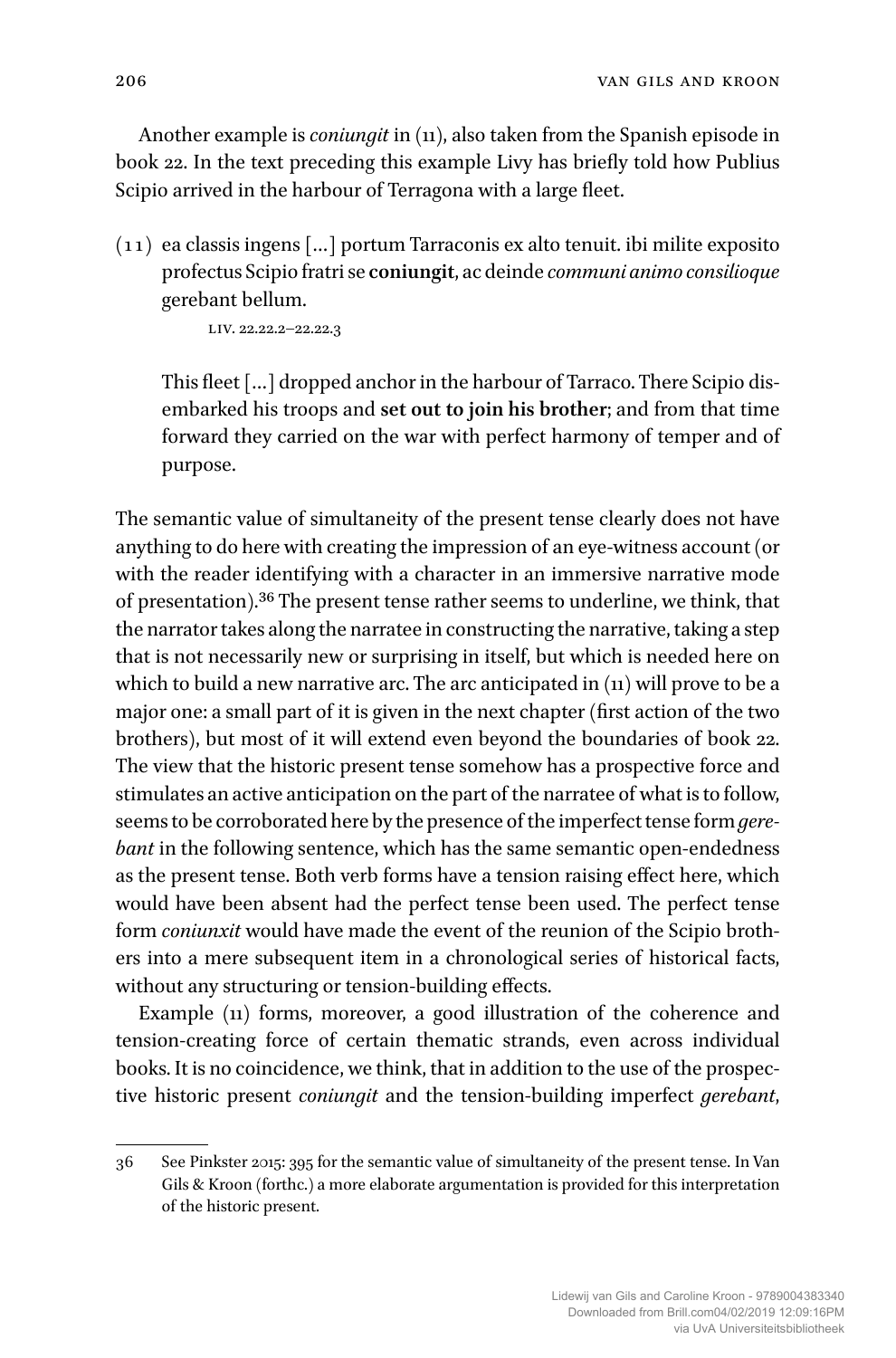Another example is *coniungit* in (11), also taken from the Spanish episode in book 22. In the text preceding this example Livy has briefly told how Publius Scipio arrived in the harbour of Terragona with a large fleet.

(11) ea classis ingens [...] portum Tarraconis ex alto tenuit. ibi milite exposito profectus Scipio fratri se **coniungit**, ac deinde *communi animo consilioque* gerebant bellum.

LIV. 22.22.2–22.22.3

This fleet [...] dropped anchor in the harbour of Tarraco. There Scipio disembarked his troops and **set out to join his brother**; and from that time forward they carried on the war with perfect harmony of temper and of purpose.

The semantic value of simultaneity of the present tense clearly does not have anything to do here with creating the impression of an eye-witness account (or with the reader identifying with a character in an immersive narrative mode of presentation).[36] The present tense rather seems to underline, we think, that the narrator takes along the narratee in constructing the narrative, taking a step that is not necessarily new or surprising in itself, but which is needed here on which to build a new narrative arc. The arc anticipated in (11) will prove to be a major one: a small part of it is given in the next chapter (first action of the two brothers), but most of it will extend even beyond the boundaries of book 22. The view that the historic present tense somehow has a prospective force and stimulates an active anticipation on the part of the narratee of what is to follow, seems to be corroborated here by the presence of the imperfect tense form *gerebant* in the following sentence, which has the same semantic open-endedness as the present tense. Both verb forms have a tension raising effect here, which would have been absent had the perfect tense been used. The perfect tense form *coniunxit* would have made the event of the reunion of the Scipio brothers into a mere subsequent item in a chronological series of historical facts, without any structuring or tension-building effects.

Example (11) forms, moreover, a good illustration of the coherence and tension-creating force of certain thematic strands, even across individual books. It is no coincidence, we think, that in addition to the use of the prospective historic present *coniungit* and the tension-building imperfect *gerebant*,

---

36 See Pinkster 2015: 395 for the semantic value of simultaneity of the present tense. In Van Gils & Kroon (forthc.) a more elaborate argumentation is provided for this interpretation of the historic present.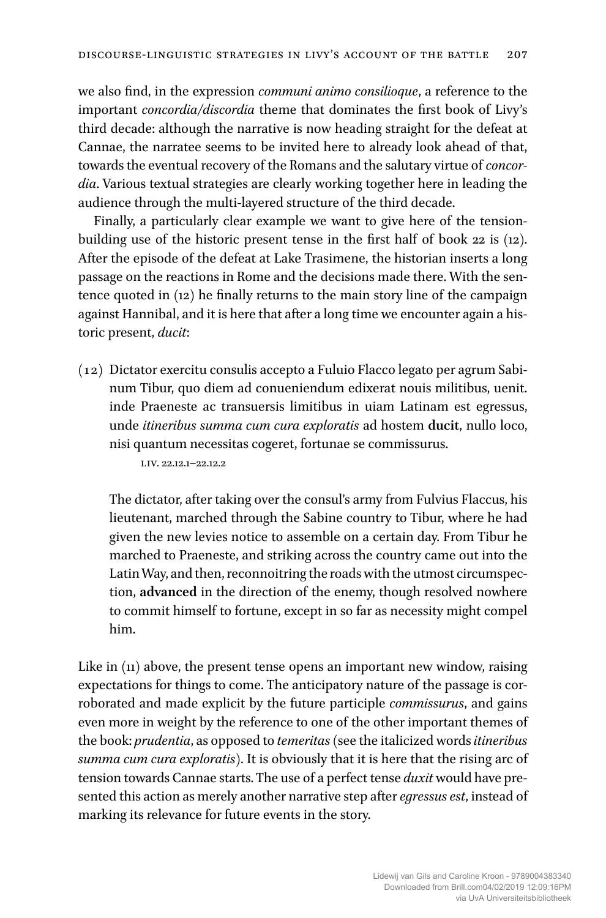we also find, in the expression *communi animo consilioque*, a reference to the important *concordia/discordia* theme that dominates the first book of Livy's third decade: although the narrative is now heading straight for the defeat at Cannae, the narratee seems to be invited here to already look ahead of that, towards the eventual recovery of the Romans and the salutary virtue of *concordia*. Various textual strategies are clearly working together here in leading the audience through the multi-layered structure of the third decade.

Finally, a particularly clear example we want to give here of the tension-building use of the historic present tense in the first half of book 22 is (12). After the episode of the defeat at Lake Trasimene, the historian inserts a long passage on the reactions in Rome and the decisions made there. With the sentence quoted in (12) he finally returns to the main story line of the campaign against Hannibal, and it is here that after a long time we encounter again a historic present, *ducit*:

(12) Dictator exercitu consulis accepto a Fuluio Flacco legato per agrum Sabinum Tibur, quo diem ad conueniendum edixerat nouis militibus, uenit. inde Praeneste ac transuersis limitibus in uiam Latinam est egressus, unde *itineribus summa cum cura exploratis* ad hostem **ducit**, nullo loco, nisi quantum necessitas cogeret, fortunae se commissurus.

LIV. 22.12.1–22.12.2

The dictator, after taking over the consul's army from Fulvius Flaccus, his lieutenant, marched through the Sabine country to Tibur, where he had given the new levies notice to assemble on a certain day. From Tibur he marched to Praeneste, and striking across the country came out into the Latin Way, and then, reconnoitring the roads with the utmost circumspection, **advanced** in the direction of the enemy, though resolved nowhere to commit himself to fortune, except in so far as necessity might compel him.

Like in (11) above, the present tense opens an important new window, raising expectations for things to come. The anticipatory nature of the passage is corroborated and made explicit by the future participle *commissurus*, and gains even more in weight by the reference to one of the other important themes of the book: *prudentia*, as opposed to *temeritas* (see the italicized words *itineribus summa cum cura exploratis*). It is obviously that it is here that the rising arc of tension towards Cannae starts. The use of a perfect tense *duxit* would have presented this action as merely another narrative step after *egressus est*, instead of marking its relevance for future events in the story.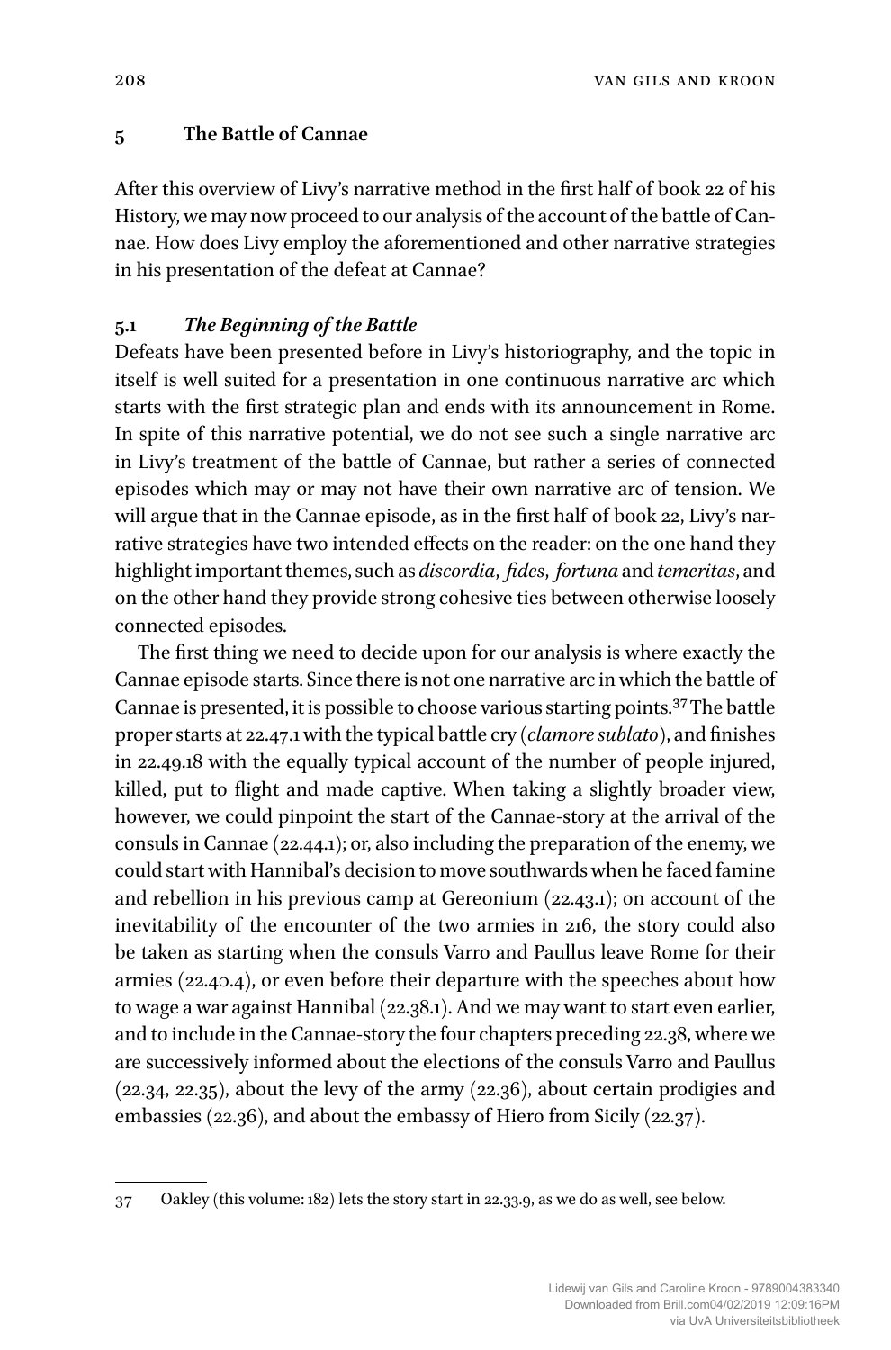## 5 The Battle of Cannae

After this overview of Livy's narrative method in the first half of book 22 of his History, we may now proceed to our analysis of the account of the battle of Cannae. How does Livy employ the aforementioned and other narrative strategies in his presentation of the defeat at Cannae?

### 5.1 *The Beginning of the Battle*

Defeats have been presented before in Livy's historiography, and the topic in itself is well suited for a presentation in one continuous narrative arc which starts with the first strategic plan and ends with its announcement in Rome. In spite of this narrative potential, we do not see such a single narrative arc in Livy's treatment of the battle of Cannae, but rather a series of connected episodes which may or may not have their own narrative arc of tension. We will argue that in the Cannae episode, as in the first half of book 22, Livy's narrative strategies have two intended effects on the reader: on the one hand they highlight important themes, such as *discordia*, *fides*, *fortuna* and *temeritas*, and on the other hand they provide strong cohesive ties between otherwise loosely connected episodes.

The first thing we need to decide upon for our analysis is where exactly the Cannae episode starts. Since there is not one narrative arc in which the battle of Cannae is presented, it is possible to choose various starting points.[37] The battle proper starts at 22.47.1 with the typical battle cry (*clamore sublato*), and finishes in 22.49.18 with the equally typical account of the number of people injured, killed, put to flight and made captive. When taking a slightly broader view, however, we could pinpoint the start of the Cannae-story at the arrival of the consuls in Cannae (22.44.1); or, also including the preparation of the enemy, we could start with Hannibal's decision to move southwards when he faced famine and rebellion in his previous camp at Gereonium (22.43.1); on account of the inevitability of the encounter of the two armies in 216, the story could also be taken as starting when the consuls Varro and Paullus leave Rome for their armies (22.40.4), or even before their departure with the speeches about how to wage a war against Hannibal (22.38.1). And we may want to start even earlier, and to include in the Cannae-story the four chapters preceding 22.38, where we are successively informed about the elections of the consuls Varro and Paullus (22.34, 22.35), about the levy of the army (22.36), about certain prodigies and embassies (22.36), and about the embassy of Hiero from Sicily (22.37).

---

37 Oakley (this volume: 182) lets the story start in 22.33.9, as we do as well, see below.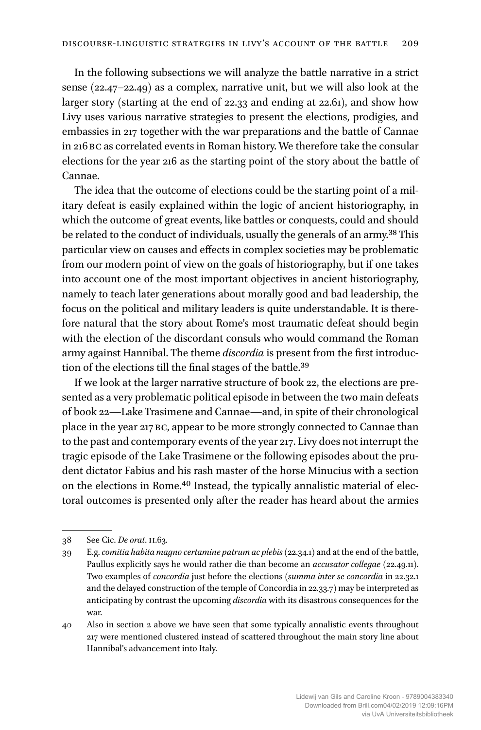In the following subsections we will analyze the battle narrative in a strict sense (22.47–22.49) as a complex, narrative unit, but we will also look at the larger story (starting at the end of 22.33 and ending at 22.61), and show how Livy uses various narrative strategies to present the elections, prodigies, and embassies in 217 together with the war preparations and the battle of Cannae in 216 BC as correlated events in Roman history. We therefore take the consular elections for the year 216 as the starting point of the story about the battle of Cannae.

The idea that the outcome of elections could be the starting point of a military defeat is easily explained within the logic of ancient historiography, in which the outcome of great events, like battles or conquests, could and should be related to the conduct of individuals, usually the generals of an army.[38] This particular view on causes and effects in complex societies may be problematic from our modern point of view on the goals of historiography, but if one takes into account one of the most important objectives in ancient historiography, namely to teach later generations about morally good and bad leadership, the focus on the political and military leaders is quite understandable. It is therefore natural that the story about Rome's most traumatic defeat should begin with the election of the discordant consuls who would command the Roman army against Hannibal. The theme *discordia* is present from the first introduction of the elections till the final stages of the battle.[39]

If we look at the larger narrative structure of book 22, the elections are presented as a very problematic political episode in between the two main defeats of book 22—Lake Trasimene and Cannae—and, in spite of their chronological place in the year 217 BC, appear to be more strongly connected to Cannae than to the past and contemporary events of the year 217. Livy does not interrupt the tragic episode of the Lake Trasimene or the following episodes about the prudent dictator Fabius and his rash master of the horse Minucius with a section on the elections in Rome.[40] Instead, the typically annalistic material of electoral outcomes is presented only after the reader has heard about the armies

---

38 See Cic. *De orat*. II.63.

39 E.g. *comitia habita magno certamine patrum ac plebis* (22.34.1) and at the end of the battle, Paullus explicitly says he would rather die than become an *accusator collegae* (22.49.11). Two examples of *concordia* just before the elections (*summa inter se concordia* in 22.32.1 and the delayed construction of the temple of Concordia in 22.33.7) may be interpreted as anticipating by contrast the upcoming *discordia* with its disastrous consequences for the war.

40 Also in section 2 above we have seen that some typically annalistic events throughout 217 were mentioned clustered instead of scattered throughout the main story line about Hannibal's advancement into Italy.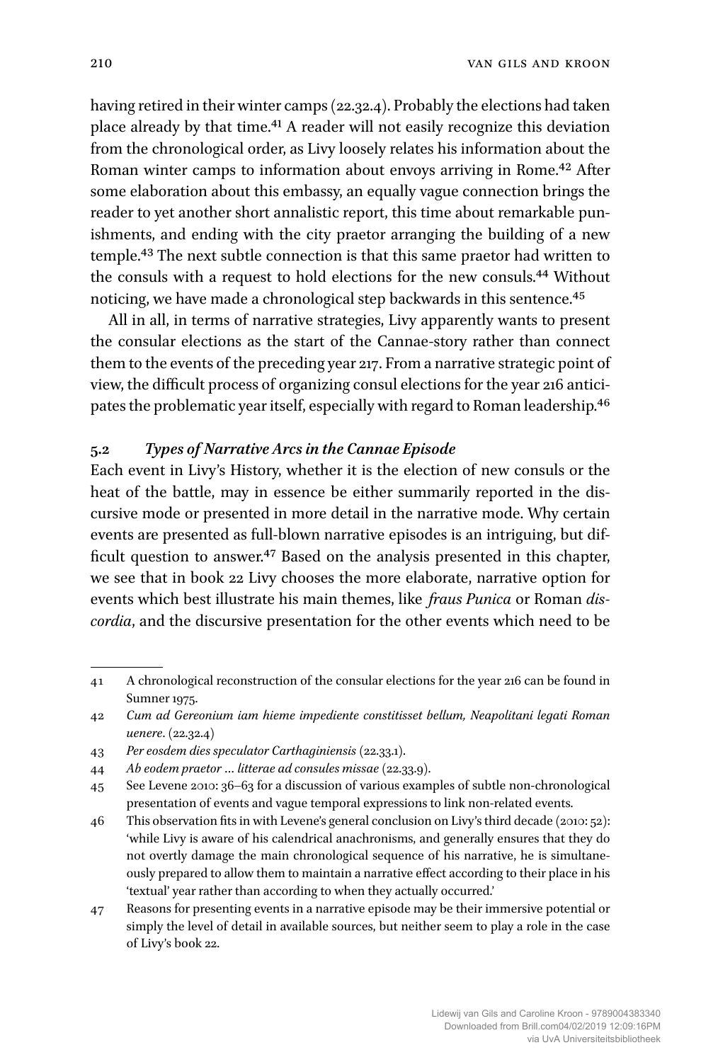having retired in their winter camps (22.32.4). Probably the elections had taken place already by that time.[41] A reader will not easily recognize this deviation from the chronological order, as Livy loosely relates his information about the Roman winter camps to information about envoys arriving in Rome.[42] After some elaboration about this embassy, an equally vague connection brings the reader to yet another short annalistic report, this time about remarkable punishments, and ending with the city praetor arranging the building of a new temple.[43] The next subtle connection is that this same praetor had written to the consuls with a request to hold elections for the new consuls.[44] Without noticing, we have made a chronological step backwards in this sentence.[45]

All in all, in terms of narrative strategies, Livy apparently wants to present the consular elections as the start of the Cannae-story rather than connect them to the events of the preceding year 217. From a narrative strategic point of view, the difficult process of organizing consul elections for the year 216 anticipates the problematic year itself, especially with regard to Roman leadership.[46]

### 5.2 *Types of Narrative Arcs in the Cannae Episode*

Each event in Livy's History, whether it is the election of new consuls or the heat of the battle, may in essence be either summarily reported in the discursive mode or presented in more detail in the narrative mode. Why certain events are presented as full-blown narrative episodes is an intriguing, but difficult question to answer.[47] Based on the analysis presented in this chapter, we see that in book 22 Livy chooses the more elaborate, narrative option for events which best illustrate his main themes, like *fraus Punica* or Roman *discordia*, and the discursive presentation for the other events which need to be

---

41 A chronological reconstruction of the consular elections for the year 216 can be found in Sumner 1975.

42 *Cum ad Gereonium iam hieme impediente constitisset bellum, Neapolitani legati Roman uenere*. (22.32.4)

43 *Per eosdem dies speculator Carthaginiensis* (22.33.1).

44 *Ab eodem praetor … litterae ad consules missae* (22.33.9).

45 See Levene 2010: 36–63 for a discussion of various examples of subtle non-chronological presentation of events and vague temporal expressions to link non-related events.

46 This observation fits in with Levene's general conclusion on Livy's third decade (2010: 52): 'while Livy is aware of his calendrical anachronisms, and generally ensures that they do not overtly damage the main chronological sequence of his narrative, he is simultaneously prepared to allow them to maintain a narrative effect according to their place in his 'textual' year rather than according to when they actually occurred.'

47 Reasons for presenting events in a narrative episode may be their immersive potential or simply the level of detail in available sources, but neither seem to play a role in the case of Livy's book 22.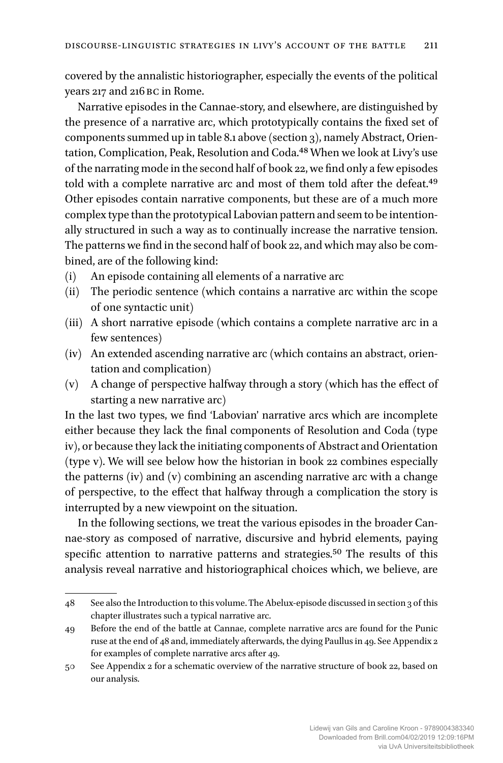covered by the annalistic historiographer, especially the events of the political years 217 and 216 BC in Rome.

Narrative episodes in the Cannae-story, and elsewhere, are distinguished by the presence of a narrative arc, which prototypically contains the fixed set of components summed up in table 8.1 above (section 3), namely Abstract, Orientation, Complication, Peak, Resolution and Coda.[48] When we look at Livy's use of the narrating mode in the second half of book 22, we find only a few episodes told with a complete narrative arc and most of them told after the defeat.[49] Other episodes contain narrative components, but these are of a much more complex type than the prototypical Labovian pattern and seem to be intentionally structured in such a way as to continually increase the narrative tension. The patterns we find in the second half of book 22, and which may also be combined, are of the following kind:

(i) An episode containing all elements of a narrative arc
(ii) The periodic sentence (which contains a narrative arc within the scope of one syntactic unit)
(iii) A short narrative episode (which contains a complete narrative arc in a few sentences)
(iv) An extended ascending narrative arc (which contains an abstract, orientation and complication)
(v) A change of perspective halfway through a story (which has the effect of starting a new narrative arc)

In the last two types, we find 'Labovian' narrative arcs which are incomplete either because they lack the final components of Resolution and Coda (type iv), or because they lack the initiating components of Abstract and Orientation (type v). We will see below how the historian in book 22 combines especially the patterns (iv) and (v) combining an ascending narrative arc with a change of perspective, to the effect that halfway through a complication the story is interrupted by a new viewpoint on the situation.

In the following sections, we treat the various episodes in the broader Cannae-story as composed of narrative, discursive and hybrid elements, paying specific attention to narrative patterns and strategies.[50] The results of this analysis reveal narrative and historiographical choices which, we believe, are

---

48 See also the Introduction to this volume. The Abelux-episode discussed in section 3 of this chapter illustrates such a typical narrative arc.

49 Before the end of the battle at Cannae, complete narrative arcs are found for the Punic ruse at the end of 48 and, immediately afterwards, the dying Paullus in 49. See Appendix 2 for examples of complete narrative arcs after 49.

50 See Appendix 2 for a schematic overview of the narrative structure of book 22, based on our analysis.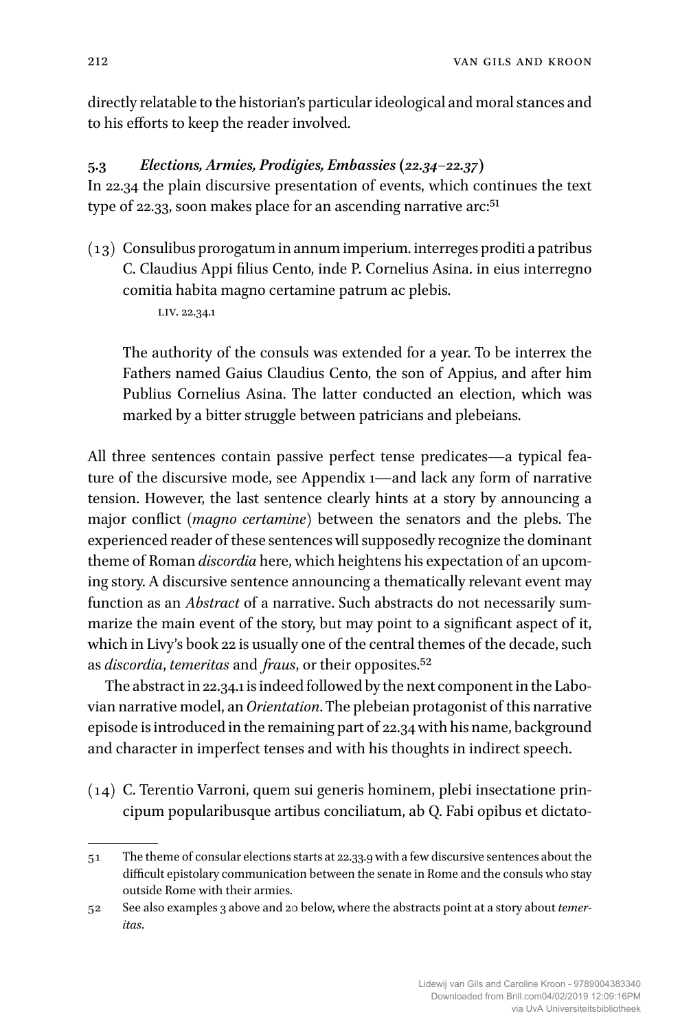directly relatable to the historian's particular ideological and moral stances and to his efforts to keep the reader involved.

### 5.3 *Elections, Armies, Prodigies, Embassies (22.34–22.37)*

In 22.34 the plain discursive presentation of events, which continues the text type of 22.33, soon makes place for an ascending narrative arc:[51]

(13) Consulibus prorogatum in annum imperium. interreges proditi a patribus C. Claudius Appi filius Cento, inde P. Cornelius Asina. in eius interregno comitia habita magno certamine patrum ac plebis.

LIV. 22.34.1

The authority of the consuls was extended for a year. To be interrex the Fathers named Gaius Claudius Cento, the son of Appius, and after him Publius Cornelius Asina. The latter conducted an election, which was marked by a bitter struggle between patricians and plebeians.

All three sentences contain passive perfect tense predicates—a typical feature of the discursive mode, see Appendix 1—and lack any form of narrative tension. However, the last sentence clearly hints at a story by announcing a major conflict (*magno certamine*) between the senators and the plebs. The experienced reader of these sentences will supposedly recognize the dominant theme of Roman *discordia* here, which heightens his expectation of an upcoming story. A discursive sentence announcing a thematically relevant event may function as an *Abstract* of a narrative. Such abstracts do not necessarily summarize the main event of the story, but may point to a significant aspect of it, which in Livy's book 22 is usually one of the central themes of the decade, such as *discordia*, *temeritas* and *fraus*, or their opposites.[52]

The abstract in 22.34.1 is indeed followed by the next component in the Labovian narrative model, an *Orientation*. The plebeian protagonist of this narrative episode is introduced in the remaining part of 22.34 with his name, background and character in imperfect tenses and with his thoughts in indirect speech.

(14) C. Terentio Varroni, quem sui generis hominem, plebi insectatione principum popularibusque artibus conciliatum, ab Q. Fabi opibus et dictato-

---

51 The theme of consular elections starts at 22.33.9 with a few discursive sentences about the difficult epistolary communication between the senate in Rome and the consuls who stay outside Rome with their armies.

52 See also examples 3 above and 20 below, where the abstracts point at a story about *temeritas*.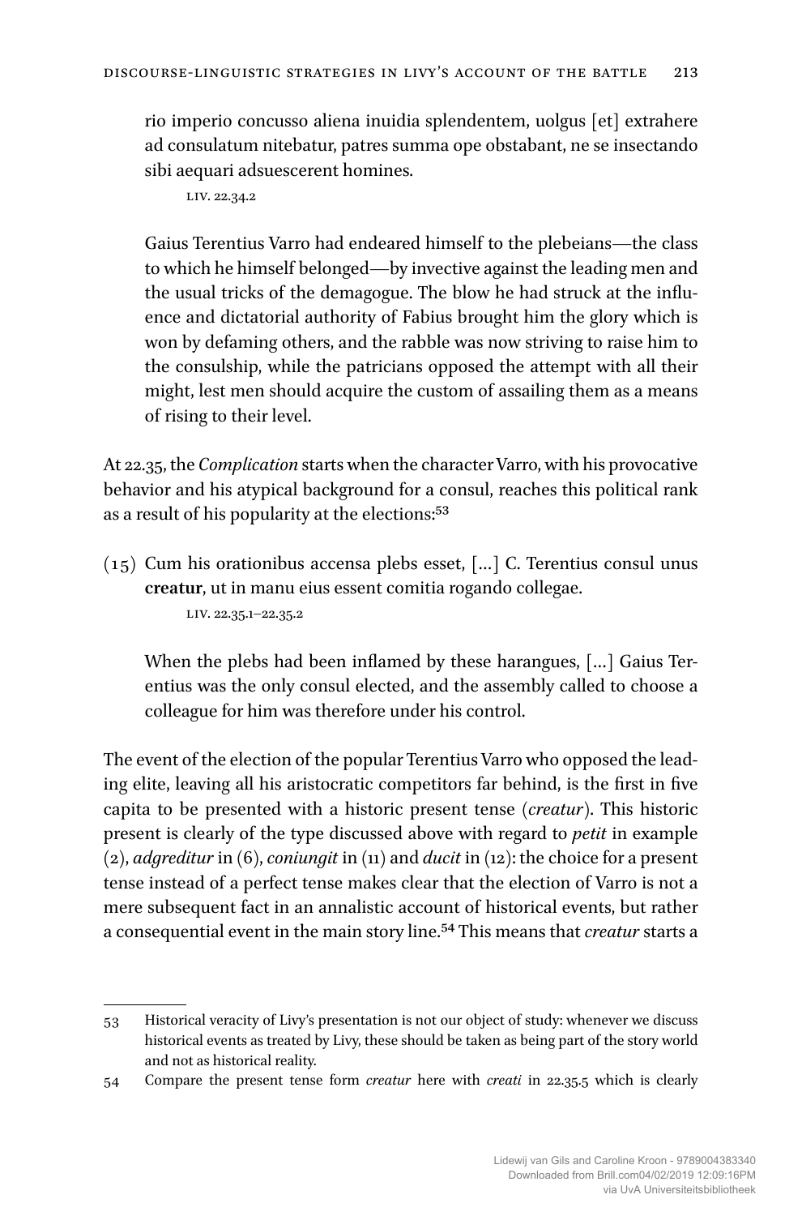rio imperio concusso aliena inuidia splendentem, uolgus [et] extrahere ad consulatum nitebatur, patres summa ope obstabant, ne se insectando sibi aequari adsuescerent homines.

LIV. 22.34.2

Gaius Terentius Varro had endeared himself to the plebeians—the class to which he himself belonged—by invective against the leading men and the usual tricks of the demagogue. The blow he had struck at the influence and dictatorial authority of Fabius brought him the glory which is won by defaming others, and the rabble was now striving to raise him to the consulship, while the patricians opposed the attempt with all their might, lest men should acquire the custom of assailing them as a means of rising to their level.

At 22.35, the *Complication* starts when the character Varro, with his provocative behavior and his atypical background for a consul, reaches this political rank as a result of his popularity at the elections:[53]

(15) Cum his orationibus accensa plebs esset, [...] C. Terentius consul unus **creatur**, ut in manu eius essent comitia rogando collegae.

LIV. 22.35.1–22.35.2

When the plebs had been inflamed by these harangues, [...] Gaius Terentius was the only consul elected, and the assembly called to choose a colleague for him was therefore under his control.

The event of the election of the popular Terentius Varro who opposed the leading elite, leaving all his aristocratic competitors far behind, is the first in five capita to be presented with a historic present tense (*creatur*). This historic present is clearly of the type discussed above with regard to *petit* in example (2), *adgreditur* in (6), *coniungit* in (11) and *ducit* in (12): the choice for a present tense instead of a perfect tense makes clear that the election of Varro is not a mere subsequent fact in an annalistic account of historical events, but rather a consequential event in the main story line.[54] This means that *creatur* starts a

53 Historical veracity of Livy's presentation is not our object of study: whenever we discuss historical events as treated by Livy, these should be taken as being part of the story world and not as historical reality.

54 Compare the present tense form *creatur* here with *creati* in 22.35.5 which is clearly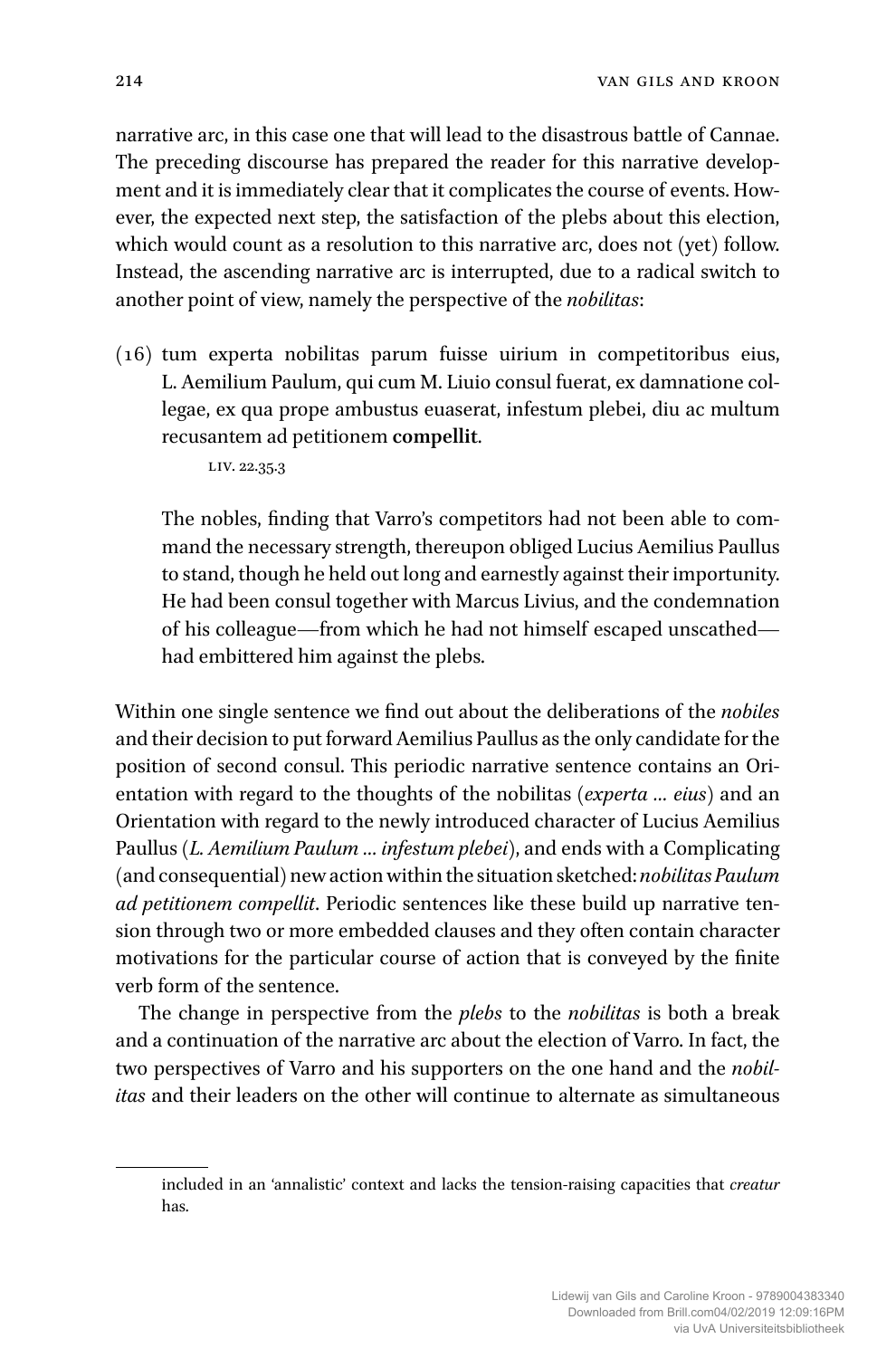narrative arc, in this case one that will lead to the disastrous battle of Cannae. The preceding discourse has prepared the reader for this narrative development and it is immediately clear that it complicates the course of events. However, the expected next step, the satisfaction of the plebs about this election, which would count as a resolution to this narrative arc, does not (yet) follow. Instead, the ascending narrative arc is interrupted, due to a radical switch to another point of view, namely the perspective of the *nobilitas*:

(16) tum experta nobilitas parum fuisse uirium in competitoribus eius, L. Aemilium Paulum, qui cum M. Liuio consul fuerat, ex damnatione collegae, ex qua prope ambustus euaserat, infestum plebei, diu ac multum recusantem ad petitionem **compellit**.

LIV. 22.35.3

The nobles, finding that Varro's competitors had not been able to command the necessary strength, thereupon obliged Lucius Aemilius Paullus to stand, though he held out long and earnestly against their importunity. He had been consul together with Marcus Livius, and the condemnation of his colleague—from which he had not himself escaped unscathed—had embittered him against the plebs.

Within one single sentence we find out about the deliberations of the *nobiles* and their decision to put forward Aemilius Paullus as the only candidate for the position of second consul. This periodic narrative sentence contains an Orientation with regard to the thoughts of the nobilitas (*experta … eius*) and an Orientation with regard to the newly introduced character of Lucius Aemilius Paullus (*L. Aemilium Paulum … infestum plebei*), and ends with a Complicating (and consequential) new action within the situation sketched: *nobilitas Paulum ad petitionem compellit*. Periodic sentences like these build up narrative tension through two or more embedded clauses and they often contain character motivations for the particular course of action that is conveyed by the finite verb form of the sentence.

The change in perspective from the *plebs* to the *nobilitas* is both a break and a continuation of the narrative arc about the election of Varro. In fact, the two perspectives of Varro and his supporters on the one hand and the *nobilitas* and their leaders on the other will continue to alternate as simultaneous

included in an 'annalistic' context and lacks the tension-raising capacities that *creatur* has.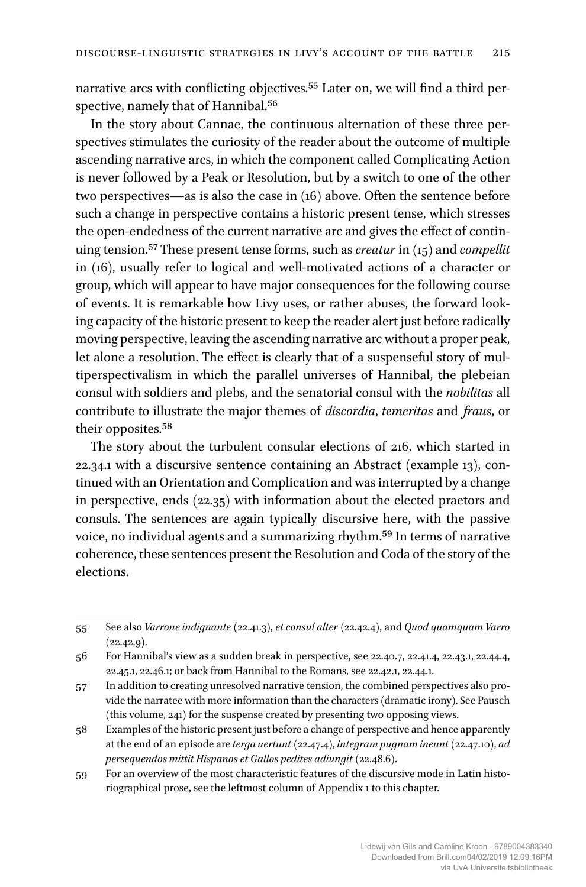narrative arcs with conflicting objectives.[55] Later on, we will find a third perspective, namely that of Hannibal.[56]

In the story about Cannae, the continuous alternation of these three perspectives stimulates the curiosity of the reader about the outcome of multiple ascending narrative arcs, in which the component called Complicating Action is never followed by a Peak or Resolution, but by a switch to one of the other two perspectives—as is also the case in (16) above. Often the sentence before such a change in perspective contains a historic present tense, which stresses the open-endedness of the current narrative arc and gives the effect of continuing tension.[57] These present tense forms, such as *creatur* in (15) and *compellit* in (16), usually refer to logical and well-motivated actions of a character or group, which will appear to have major consequences for the following course of events. It is remarkable how Livy uses, or rather abuses, the forward looking capacity of the historic present to keep the reader alert just before radically moving perspective, leaving the ascending narrative arc without a proper peak, let alone a resolution. The effect is clearly that of a suspenseful story of multiperspectivalism in which the parallel universes of Hannibal, the plebeian consul with soldiers and plebs, and the senatorial consul with the *nobilitas* all contribute to illustrate the major themes of *discordia*, *temeritas* and *fraus*, or their opposites.[58]

The story about the turbulent consular elections of 216, which started in 22.34.1 with a discursive sentence containing an Abstract (example 13), continued with an Orientation and Complication and was interrupted by a change in perspective, ends (22.35) with information about the elected praetors and consuls. The sentences are again typically discursive here, with the passive voice, no individual agents and a summarizing rhythm.[59] In terms of narrative coherence, these sentences present the Resolution and Coda of the story of the elections.

---

55 See also *Varrone indignante* (22.41.3), *et consul alter* (22.42.4), and *Quod quamquam Varro* (22.42.9).

56 For Hannibal's view as a sudden break in perspective, see 22.40.7, 22.41.4, 22.43.1, 22.44.4, 22.45.1, 22.46.1; or back from Hannibal to the Romans, see 22.42.1, 22.44.1.

57 In addition to creating unresolved narrative tension, the combined perspectives also provide the narratee with more information than the characters (dramatic irony). See Pausch (this volume, 241) for the suspense created by presenting two opposing views.

58 Examples of the historic present just before a change of perspective and hence apparently at the end of an episode are *terga uertunt* (22.47.4), *integram pugnam ineunt* (22.47.10), *ad persequendos mittit Hispanos et Gallos pedites adiungit* (22.48.6).

59 For an overview of the most characteristic features of the discursive mode in Latin historiographical prose, see the leftmost column of Appendix 1 to this chapter.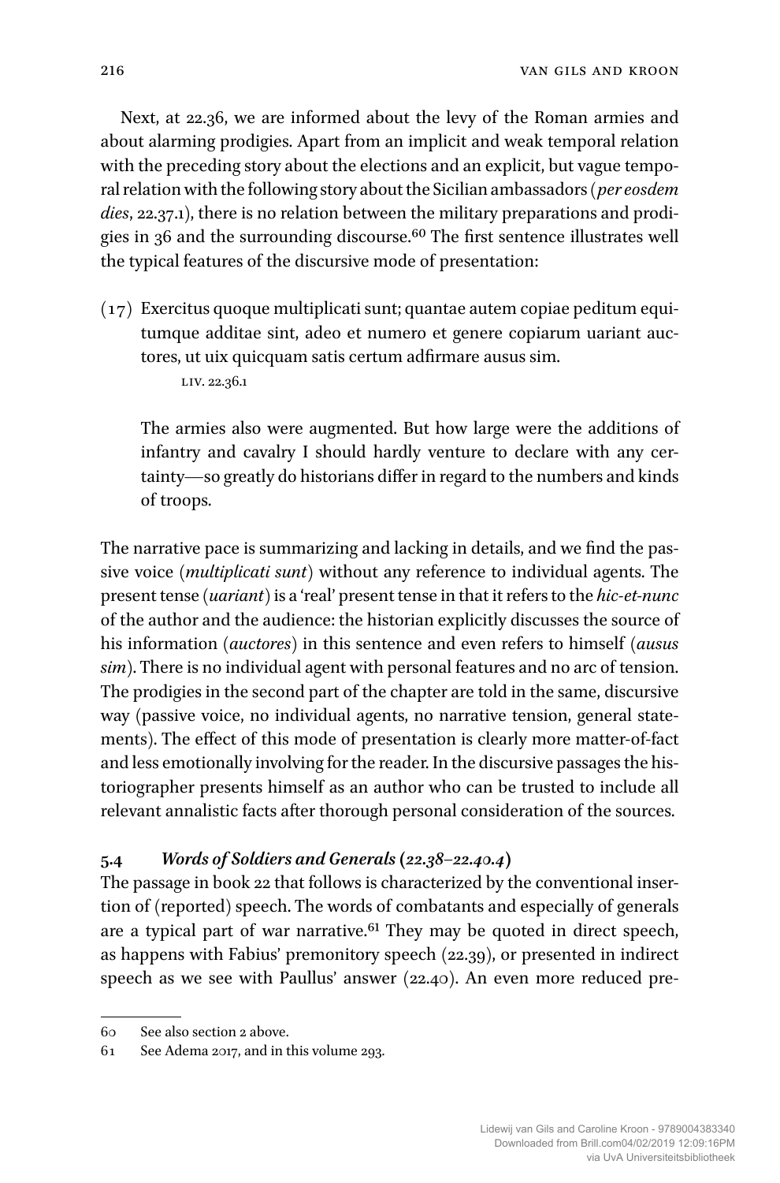Next, at 22.36, we are informed about the levy of the Roman armies and about alarming prodigies. Apart from an implicit and weak temporal relation with the preceding story about the elections and an explicit, but vague temporal relation with the following story about the Sicilian ambassadors (*per eosdem dies*, 22.37.1), there is no relation between the military preparations and prodigies in 36 and the surrounding discourse.[60] The first sentence illustrates well the typical features of the discursive mode of presentation:

(17) Exercitus quoque multiplicati sunt; quantae autem copiae peditum equitumque additae sint, adeo et numero et genere copiarum uariant auctores, ut uix quicquam satis certum adfirmare ausus sim.

LIV. 22.36.1

The armies also were augmented. But how large were the additions of infantry and cavalry I should hardly venture to declare with any certainty—so greatly do historians differ in regard to the numbers and kinds of troops.

The narrative pace is summarizing and lacking in details, and we find the passive voice (*multiplicati sunt*) without any reference to individual agents. The present tense (*uariant*) is a 'real' present tense in that it refers to the *hic-et-nunc* of the author and the audience: the historian explicitly discusses the source of his information (*auctores*) in this sentence and even refers to himself (*ausus sim*). There is no individual agent with personal features and no arc of tension. The prodigies in the second part of the chapter are told in the same, discursive way (passive voice, no individual agents, no narrative tension, general statements). The effect of this mode of presentation is clearly more matter-of-fact and less emotionally involving for the reader. In the discursive passages the historiographer presents himself as an author who can be trusted to include all relevant annalistic facts after thorough personal consideration of the sources.

### 5.4 *Words of Soldiers and Generals (22.38–22.40.4)*

The passage in book 22 that follows is characterized by the conventional insertion of (reported) speech. The words of combatants and especially of generals are a typical part of war narrative.[61] They may be quoted in direct speech, as happens with Fabius' premonitory speech (22.39), or presented in indirect speech as we see with Paullus' answer (22.40). An even more reduced pre-

60 See also section 2 above.

61 See Adema 2017, and in this volume 293.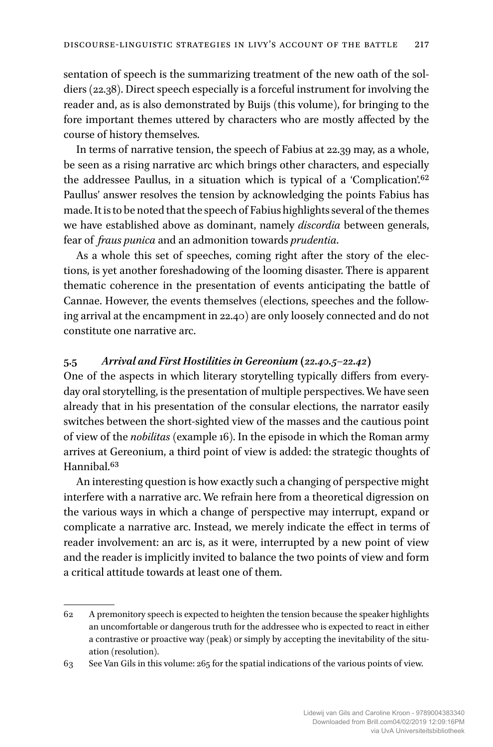sentation of speech is the summarizing treatment of the new oath of the soldiers (22.38). Direct speech especially is a forceful instrument for involving the reader and, as is also demonstrated by Buijs (this volume), for bringing to the fore important themes uttered by characters who are mostly affected by the course of history themselves.

In terms of narrative tension, the speech of Fabius at 22.39 may, as a whole, be seen as a rising narrative arc which brings other characters, and especially the addressee Paullus, in a situation which is typical of a 'Complication'.[62] Paullus' answer resolves the tension by acknowledging the points Fabius has made. It is to be noted that the speech of Fabius highlights several of the themes we have established above as dominant, namely *discordia* between generals, fear of *fraus punica* and an admonition towards *prudentia*.

As a whole this set of speeches, coming right after the story of the elections, is yet another foreshadowing of the looming disaster. There is apparent thematic coherence in the presentation of events anticipating the battle of Cannae. However, the events themselves (elections, speeches and the following arrival at the encampment in 22.40) are only loosely connected and do not constitute one narrative arc.

## 5.5 *Arrival and First Hostilities in Gereonium (22.40.5–22.42)*

One of the aspects in which literary storytelling typically differs from everyday oral storytelling, is the presentation of multiple perspectives. We have seen already that in his presentation of the consular elections, the narrator easily switches between the short-sighted view of the masses and the cautious point of view of the *nobilitas* (example 16). In the episode in which the Roman army arrives at Gereonium, a third point of view is added: the strategic thoughts of Hannibal.[63]

An interesting question is how exactly such a changing of perspective might interfere with a narrative arc. We refrain here from a theoretical digression on the various ways in which a change of perspective may interrupt, expand or complicate a narrative arc. Instead, we merely indicate the effect in terms of reader involvement: an arc is, as it were, interrupted by a new point of view and the reader is implicitly invited to balance the two points of view and form a critical attitude towards at least one of them.

---

62 A premonitory speech is expected to heighten the tension because the speaker highlights an uncomfortable or dangerous truth for the addressee who is expected to react in either a contrastive or proactive way (peak) or simply by accepting the inevitability of the situation (resolution).

63 See Van Gils in this volume: 265 for the spatial indications of the various points of view.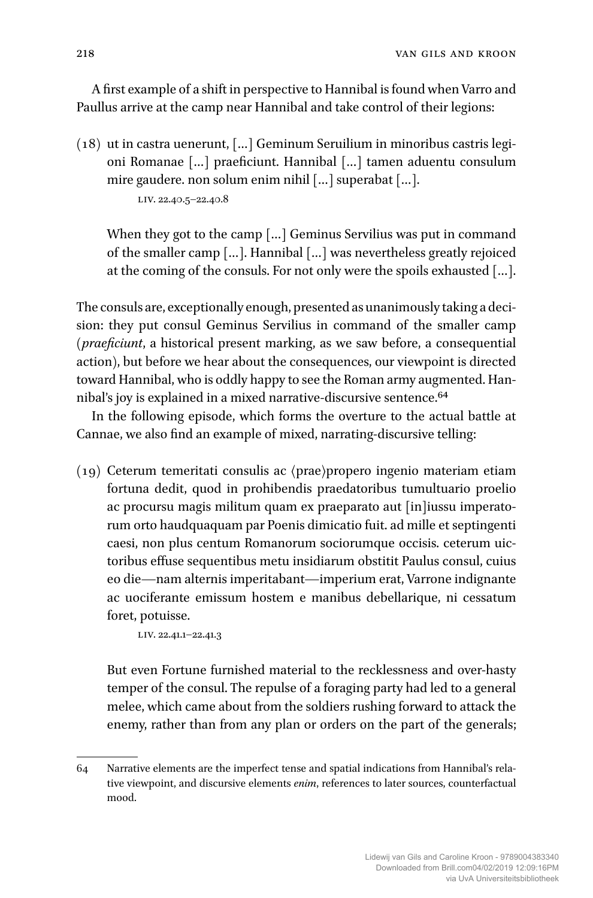A first example of a shift in perspective to Hannibal is found when Varro and Paullus arrive at the camp near Hannibal and take control of their legions:

(18) ut in castra uenerunt, […] Geminum Seruilium in minoribus castris legioni Romanae […] praeficiunt. Hannibal […] tamen aduentu consulum mire gaudere. non solum enim nihil […] superabat […].

LIV. 22.40.5–22.40.8

When they got to the camp […] Geminus Servilius was put in command of the smaller camp […]. Hannibal […] was nevertheless greatly rejoiced at the coming of the consuls. For not only were the spoils exhausted […].

The consuls are, exceptionally enough, presented as unanimously taking a decision: they put consul Geminus Servilius in command of the smaller camp (*praeficiunt*, a historical present marking, as we saw before, a consequential action), but before we hear about the consequences, our viewpoint is directed toward Hannibal, who is oddly happy to see the Roman army augmented. Hannibal's joy is explained in a mixed narrative-discursive sentence.[64]

In the following episode, which forms the overture to the actual battle at Cannae, we also find an example of mixed, narrating-discursive telling:

(19) Ceterum temeritati consulis ac ⟨prae⟩propero ingenio materiam etiam fortuna dedit, quod in prohibendis praedatoribus tumultuario proelio ac procursu magis militum quam ex praeparato aut [in]iussu imperatorum orto haudquaquam par Poenis dimicatio fuit. ad mille et septingenti caesi, non plus centum Romanorum sociorumque occisis. ceterum uictoribus effuse sequentibus metu insidiarum obstitit Paulus consul, cuius eo die—nam alternis imperitabant—imperium erat, Varrone indignante ac uociferante emissum hostem e manibus debellarique, ni cessatum foret, potuisse.

LIV. 22.41.1–22.41.3

But even Fortune furnished material to the recklessness and over-hasty temper of the consul. The repulse of a foraging party had led to a general melee, which came about from the soldiers rushing forward to attack the enemy, rather than from any plan or orders on the part of the generals;

64 Narrative elements are the imperfect tense and spatial indications from Hannibal's relative viewpoint, and discursive elements *enim*, references to later sources, counterfactual mood.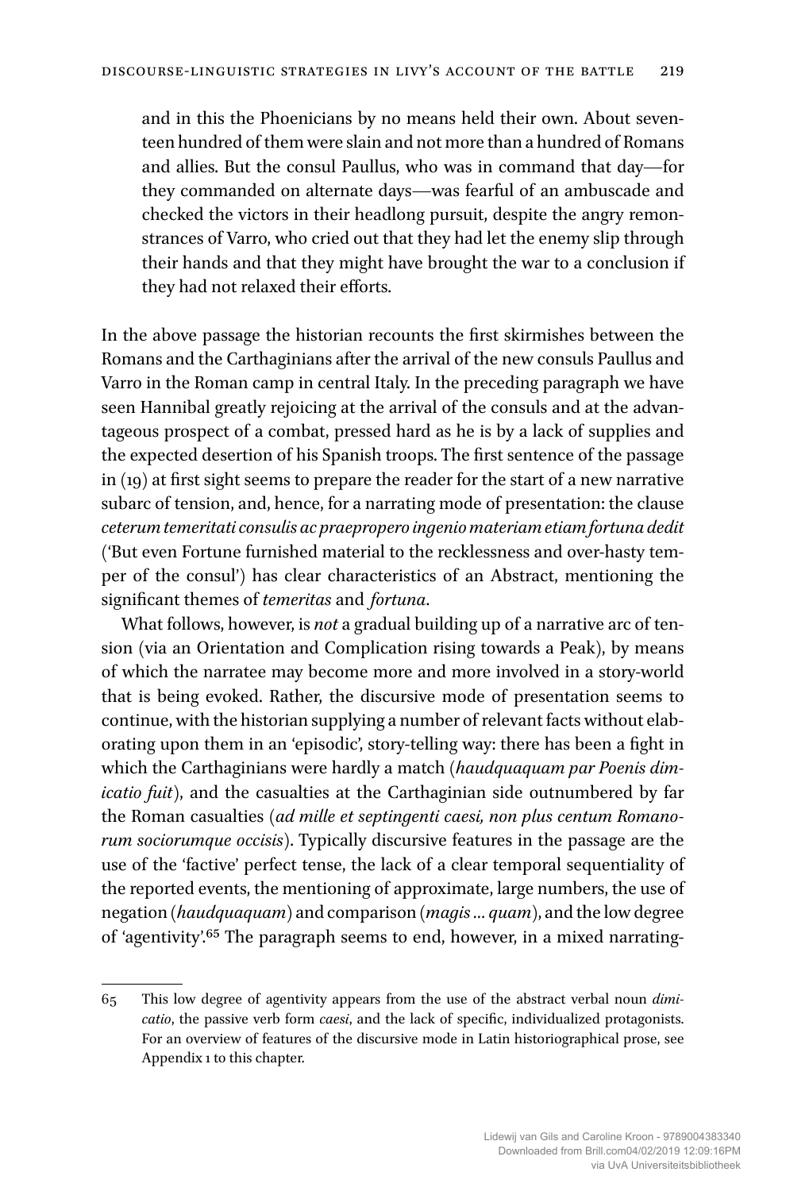> and in this the Phoenicians by no means held their own. About seventeen hundred of them were slain and not more than a hundred of Romans and allies. But the consul Paullus, who was in command that day—for they commanded on alternate days—was fearful of an ambuscade and checked the victors in their headlong pursuit, despite the angry remonstrances of Varro, who cried out that they had let the enemy slip through their hands and that they might have brought the war to a conclusion if they had not relaxed their efforts.

In the above passage the historian recounts the first skirmishes between the Romans and the Carthaginians after the arrival of the new consuls Paullus and Varro in the Roman camp in central Italy. In the preceding paragraph we have seen Hannibal greatly rejoicing at the arrival of the consuls and at the advantageous prospect of a combat, pressed hard as he is by a lack of supplies and the expected desertion of his Spanish troops. The first sentence of the passage in (19) at first sight seems to prepare the reader for the start of a new narrative subarc of tension, and, hence, for a narrating mode of presentation: the clause *ceterum temeritati consulis ac praepropero ingenio materiam etiam fortuna dedit* ('But even Fortune furnished material to the recklessness and over-hasty temper of the consul') has clear characteristics of an Abstract, mentioning the significant themes of *temeritas* and *fortuna*.

What follows, however, is *not* a gradual building up of a narrative arc of tension (via an Orientation and Complication rising towards a Peak), by means of which the narratee may become more and more involved in a story-world that is being evoked. Rather, the discursive mode of presentation seems to continue, with the historian supplying a number of relevant facts without elaborating upon them in an 'episodic', story-telling way: there has been a fight in which the Carthaginians were hardly a match (*haudquaquam par Poenis dimicatio fuit*), and the casualties at the Carthaginian side outnumbered by far the Roman casualties (*ad mille et septingenti caesi, non plus centum Romanorum sociorumque occisis*). Typically discursive features in the passage are the use of the 'factive' perfect tense, the lack of a clear temporal sequentiality of the reported events, the mentioning of approximate, large numbers, the use of negation (*haudquaquam*) and comparison (*magis … quam*), and the low degree of 'agentivity'.[65] The paragraph seems to end, however, in a mixed narrating-

---

65 This low degree of agentivity appears from the use of the abstract verbal noun *dimicatio*, the passive verb form *caesi*, and the lack of specific, individualized protagonists. For an overview of features of the discursive mode in Latin historiographical prose, see Appendix 1 to this chapter.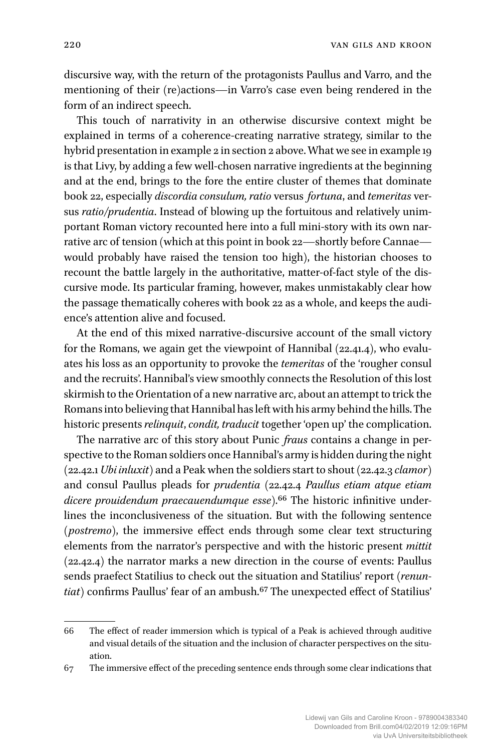discursive way, with the return of the protagonists Paullus and Varro, and the mentioning of their (re)actions—in Varro's case even being rendered in the form of an indirect speech.

This touch of narrativity in an otherwise discursive context might be explained in terms of a coherence-creating narrative strategy, similar to the hybrid presentation in example 2 in section 2 above. What we see in example 19 is that Livy, by adding a few well-chosen narrative ingredients at the beginning and at the end, brings to the fore the entire cluster of themes that dominate book 22, especially *discordia consulum*, *ratio* versus *fortuna*, and *temeritas* versus *ratio/prudentia*. Instead of blowing up the fortuitous and relatively unimportant Roman victory recounted here into a full mini-story with its own narrative arc of tension (which at this point in book 22—shortly before Cannae—would probably have raised the tension too high), the historian chooses to recount the battle largely in the authoritative, matter-of-fact style of the discursive mode. Its particular framing, however, makes unmistakably clear how the passage thematically coheres with book 22 as a whole, and keeps the audience's attention alive and focused.

At the end of this mixed narrative-discursive account of the small victory for the Romans, we again get the viewpoint of Hannibal (22.41.4), who evaluates his loss as an opportunity to provoke the *temeritas* of the 'rougher consul and the recruits'. Hannibal's view smoothly connects the Resolution of this lost skirmish to the Orientation of a new narrative arc, about an attempt to trick the Romans into believing that Hannibal has left with his army behind the hills. The historic presents *relinquit*, *condit, traducit* together 'open up' the complication.

The narrative arc of this story about Punic *fraus* contains a change in perspective to the Roman soldiers once Hannibal's army is hidden during the night (22.42.1 *Ubi inluxit*) and a Peak when the soldiers start to shout (22.42.3 *clamor*) and consul Paullus pleads for *prudentia* (22.42.4 *Paullus etiam atque etiam dicere prouidendum praecauendumque esse*).[66] The historic infinitive underlines the inconclusiveness of the situation. But with the following sentence (*postremo*), the immersive effect ends through some clear text structuring elements from the narrator's perspective and with the historic present *mittit* (22.42.4) the narrator marks a new direction in the course of events: Paullus sends praefect Statilius to check out the situation and Statilius' report (*renuntiat*) confirms Paullus' fear of an ambush.[67] The unexpected effect of Statilius'

---

66 The effect of reader immersion which is typical of a Peak is achieved through auditive and visual details of the situation and the inclusion of character perspectives on the situation.

67 The immersive effect of the preceding sentence ends through some clear indications that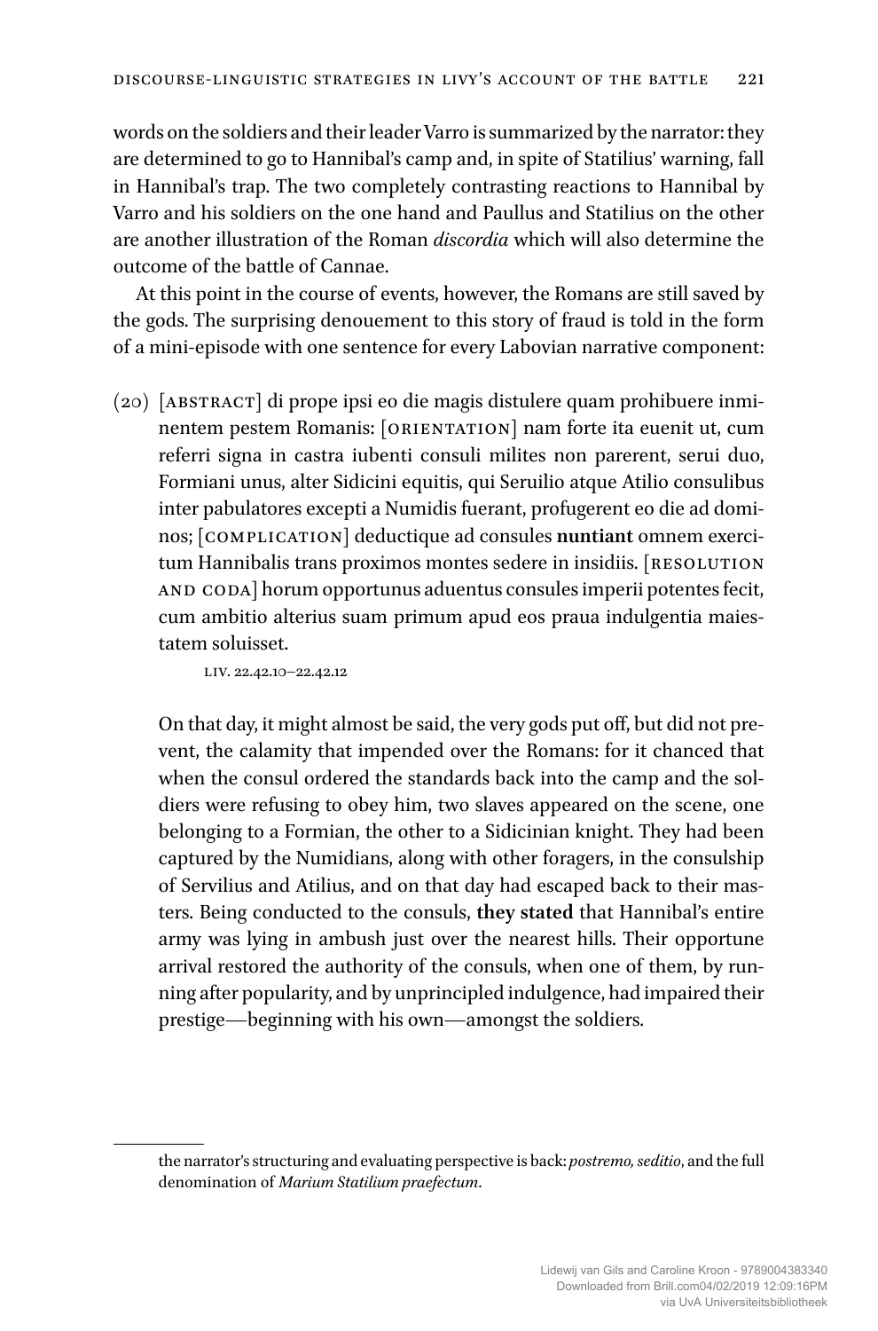words on the soldiers and their leader Varro is summarized by the narrator: they are determined to go to Hannibal's camp and, in spite of Statilius' warning, fall in Hannibal's trap. The two completely contrasting reactions to Hannibal by Varro and his soldiers on the one hand and Paullus and Statilius on the other are another illustration of the Roman *discordia* which will also determine the outcome of the battle of Cannae.

At this point in the course of events, however, the Romans are still saved by the gods. The surprising denouement to this story of fraud is told in the form of a mini-episode with one sentence for every Labovian narrative component:

(20) [ABSTRACT] di prope ipsi eo die magis distulere quam prohibuere inminentem pestem Romanis: [ORIENTATION] nam forte ita euenit ut, cum referri signa in castra iubenti consuli milites non parerent, serui duo, Formiani unus, alter Sidicini equitis, qui Seruilio atque Atilio consulibus inter pabulatores excepti a Numidis fuerant, profugerent eo die ad dominos; [COMPLICATION] deductique ad consules **nuntiant** omnem exercitum Hannibalis trans proximos montes sedere in insidiis. [RESOLUTION AND CODA] horum opportunus aduentus consules imperii potentes fecit, cum ambitio alterius suam primum apud eos praua indulgentia maiestatem soluisset.

LIV. 22.42.10–22.42.12

On that day, it might almost be said, the very gods put off, but did not prevent, the calamity that impended over the Romans: for it chanced that when the consul ordered the standards back into the camp and the soldiers were refusing to obey him, two slaves appeared on the scene, one belonging to a Formian, the other to a Sidicinian knight. They had been captured by the Numidians, along with other foragers, in the consulship of Servilius and Atilius, and on that day had escaped back to their masters. Being conducted to the consuls, **they stated** that Hannibal's entire army was lying in ambush just over the nearest hills. Their opportune arrival restored the authority of the consuls, when one of them, by running after popularity, and by unprincipled indulgence, had impaired their prestige—beginning with his own—amongst the soldiers.

---

the narrator's structuring and evaluating perspective is back: *postremo, seditio*, and the full denomination of *Marium Statilium praefectum*.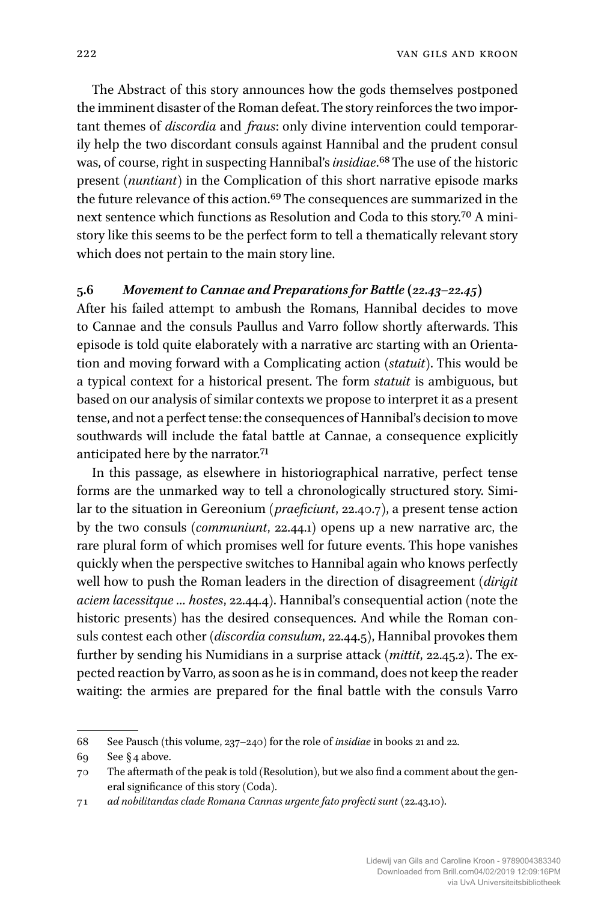The Abstract of this story announces how the gods themselves postponed the imminent disaster of the Roman defeat. The story reinforces the two important themes of *discordia* and *fraus*: only divine intervention could temporarily help the two discordant consuls against Hannibal and the prudent consul was, of course, right in suspecting Hannibal's *insidiae*.[68] The use of the historic present (*nuntiant*) in the Complication of this short narrative episode marks the future relevance of this action.[69] The consequences are summarized in the next sentence which functions as Resolution and Coda to this story.[70] A mini-story like this seems to be the perfect form to tell a thematically relevant story which does not pertain to the main story line.

### 5.6 *Movement to Cannae and Preparations for Battle (22.43–22.45)*

After his failed attempt to ambush the Romans, Hannibal decides to move to Cannae and the consuls Paullus and Varro follow shortly afterwards. This episode is told quite elaborately with a narrative arc starting with an Orientation and moving forward with a Complicating action (*statuit*). This would be a typical context for a historical present. The form *statuit* is ambiguous, but based on our analysis of similar contexts we propose to interpret it as a present tense, and not a perfect tense: the consequences of Hannibal's decision to move southwards will include the fatal battle at Cannae, a consequence explicitly anticipated here by the narrator.[71]

In this passage, as elsewhere in historiographical narrative, perfect tense forms are the unmarked way to tell a chronologically structured story. Similar to the situation in Gereonium (*praeficiunt*, 22.40.7), a present tense action by the two consuls (*communiunt*, 22.44.1) opens up a new narrative arc, the rare plural form of which promises well for future events. This hope vanishes quickly when the perspective switches to Hannibal again who knows perfectly well how to push the Roman leaders in the direction of disagreement (*dirigit aciem lacessitque … hostes*, 22.44.4). Hannibal's consequential action (note the historic presents) has the desired consequences. And while the Roman consuls contest each other (*discordia consulum*, 22.44.5), Hannibal provokes them further by sending his Numidians in a surprise attack (*mittit*, 22.45.2). The expected reaction by Varro, as soon as he is in command, does not keep the reader waiting: the armies are prepared for the final battle with the consuls Varro

---

68 See Pausch (this volume, 237–240) for the role of *insidiae* in books 21 and 22.

69 See § 4 above.

70 The aftermath of the peak is told (Resolution), but we also find a comment about the general significance of this story (Coda).

71 *ad nobilitandas clade Romana Cannas urgente fato profecti sunt* (22.43.10).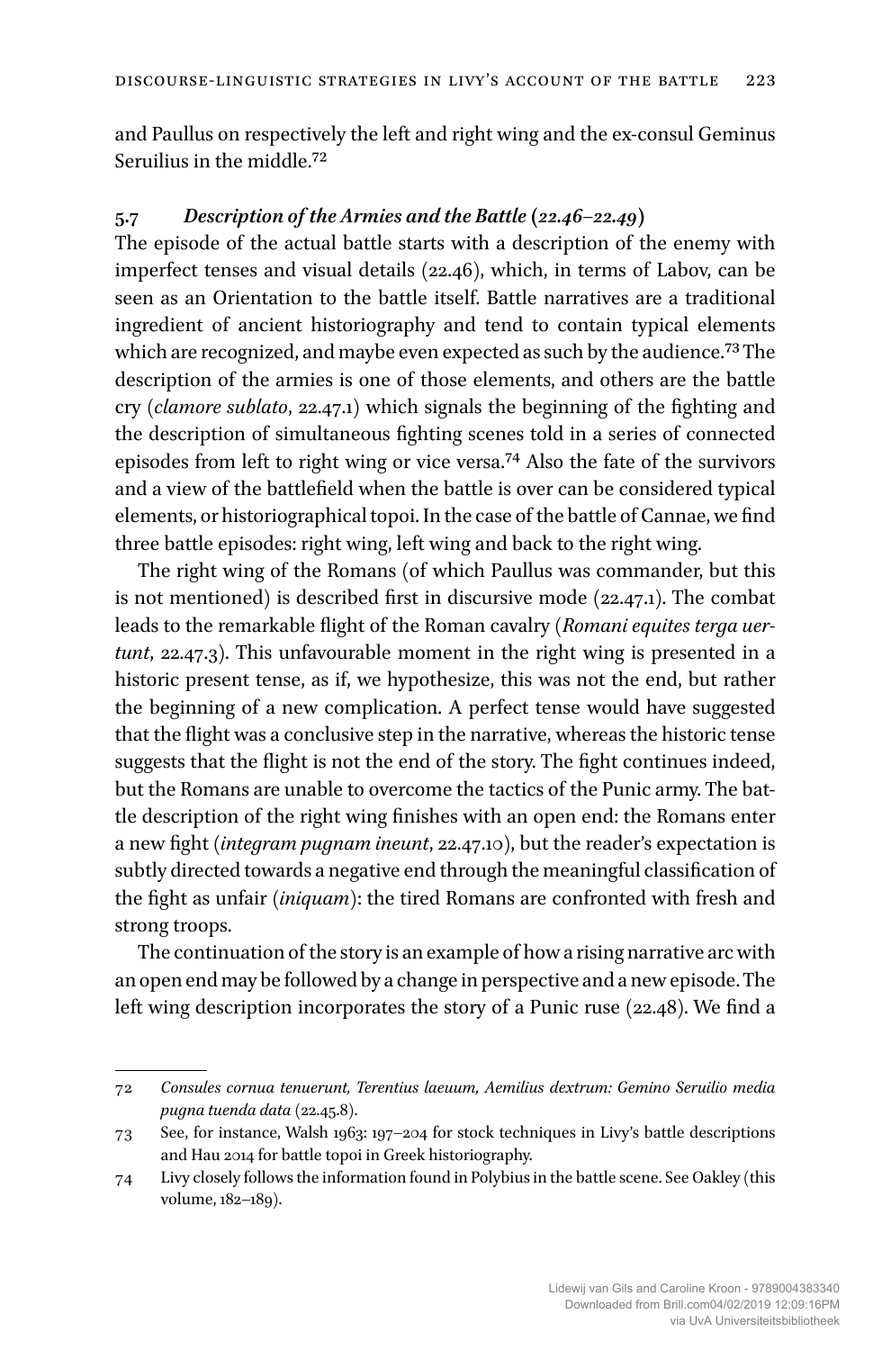and Paullus on respectively the left and right wing and the ex-consul Geminus Seruilius in the middle.[72]

### 5.7 *Description of the Armies and the Battle (22.46–22.49)*

The episode of the actual battle starts with a description of the enemy with imperfect tenses and visual details (22.46), which, in terms of Labov, can be seen as an Orientation to the battle itself. Battle narratives are a traditional ingredient of ancient historiography and tend to contain typical elements which are recognized, and maybe even expected as such by the audience.[73] The description of the armies is one of those elements, and others are the battle cry (*clamore sublato*, 22.47.1) which signals the beginning of the fighting and the description of simultaneous fighting scenes told in a series of connected episodes from left to right wing or vice versa.[74] Also the fate of the survivors and a view of the battlefield when the battle is over can be considered typical elements, or historiographical topoi. In the case of the battle of Cannae, we find three battle episodes: right wing, left wing and back to the right wing.

The right wing of the Romans (of which Paullus was commander, but this is not mentioned) is described first in discursive mode (22.47.1). The combat leads to the remarkable flight of the Roman cavalry (*Romani equites terga uertunt*, 22.47.3). This unfavourable moment in the right wing is presented in a historic present tense, as if, we hypothesize, this was not the end, but rather the beginning of a new complication. A perfect tense would have suggested that the flight was a conclusive step in the narrative, whereas the historic tense suggests that the flight is not the end of the story. The fight continues indeed, but the Romans are unable to overcome the tactics of the Punic army. The battle description of the right wing finishes with an open end: the Romans enter a new fight (*integram pugnam ineunt*, 22.47.10), but the reader's expectation is subtly directed towards a negative end through the meaningful classification of the fight as unfair (*iniquam*): the tired Romans are confronted with fresh and strong troops.

The continuation of the story is an example of how a rising narrative arc with an open end may be followed by a change in perspective and a new episode. The left wing description incorporates the story of a Punic ruse (22.48). We find a

---

72 *Consules cornua tenuerunt, Terentius laeuum, Aemilius dextrum: Gemino Seruilio media pugna tuenda data* (22.45.8).

73 See, for instance, Walsh 1963: 197–204 for stock techniques in Livy's battle descriptions and Hau 2014 for battle topoi in Greek historiography.

74 Livy closely follows the information found in Polybius in the battle scene. See Oakley (this volume, 182–189).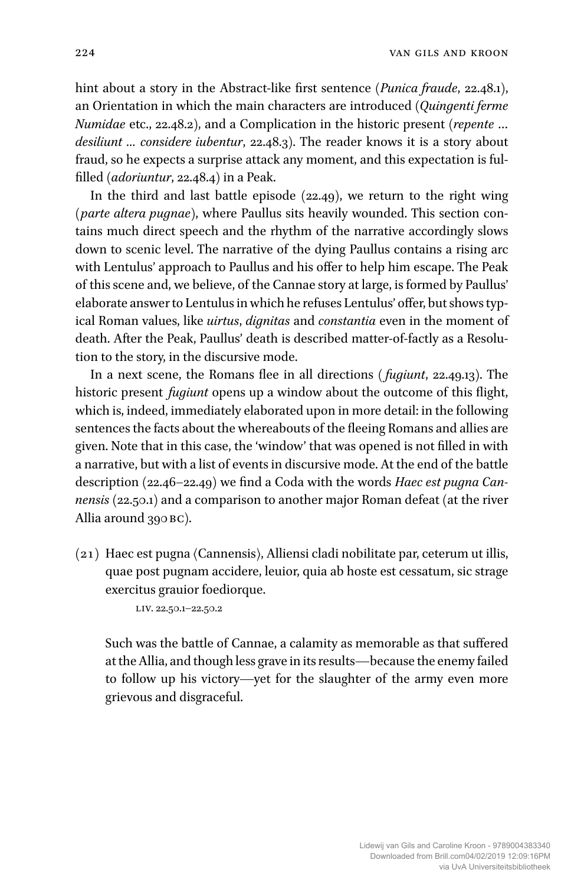hint about a story in the Abstract-like first sentence (*Punica fraude*, 22.48.1), an Orientation in which the main characters are introduced (*Quingenti ferme Numidae* etc., 22.48.2), and a Complication in the historic present (*repente … desiliunt … considere iubentur*, 22.48.3). The reader knows it is a story about fraud, so he expects a surprise attack any moment, and this expectation is fulfilled (*adoriuntur*, 22.48.4) in a Peak.

In the third and last battle episode (22.49), we return to the right wing (*parte altera pugnae*), where Paullus sits heavily wounded. This section contains much direct speech and the rhythm of the narrative accordingly slows down to scenic level. The narrative of the dying Paullus contains a rising arc with Lentulus' approach to Paullus and his offer to help him escape. The Peak of this scene and, we believe, of the Cannae story at large, is formed by Paullus' elaborate answer to Lentulus in which he refuses Lentulus' offer, but shows typical Roman values, like *uirtus*, *dignitas* and *constantia* even in the moment of death. After the Peak, Paullus' death is described matter-of-factly as a Resolution to the story, in the discursive mode.

In a next scene, the Romans flee in all directions (*fugiunt*, 22.49.13). The historic present *fugiunt* opens up a window about the outcome of this flight, which is, indeed, immediately elaborated upon in more detail: in the following sentences the facts about the whereabouts of the fleeing Romans and allies are given. Note that in this case, the 'window' that was opened is not filled in with a narrative, but with a list of events in discursive mode. At the end of the battle description (22.46–22.49) we find a Coda with the words *Haec est pugna Cannensis* (22.50.1) and a comparison to another major Roman defeat (at the river Allia around 390 BC).

(21) Haec est pugna ⟨Cannensis⟩, Alliensi cladi nobilitate par, ceterum ut illis, quae post pugnam accidere, leuior, quia ab hoste est cessatum, sic strage exercitus grauior foediorque.

LIV. 22.50.1–22.50.2

Such was the battle of Cannae, a calamity as memorable as that suffered at the Allia, and though less grave in its results—because the enemy failed to follow up his victory—yet for the slaughter of the army even more grievous and disgraceful.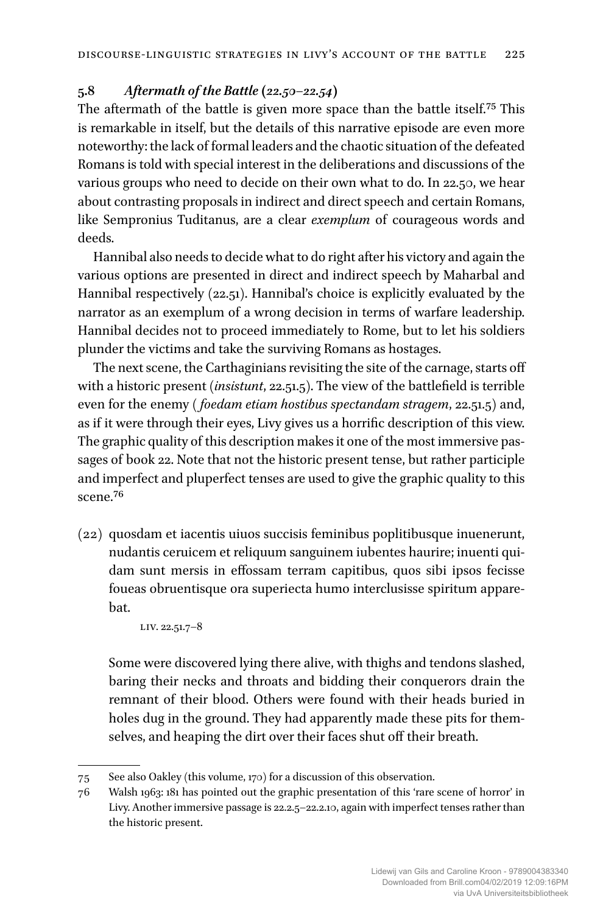### 5.8 *Aftermath of the Battle (22.50–22.54)*

The aftermath of the battle is given more space than the battle itself.[75] This is remarkable in itself, but the details of this narrative episode are even more noteworthy: the lack of formal leaders and the chaotic situation of the defeated Romans is told with special interest in the deliberations and discussions of the various groups who need to decide on their own what to do. In 22.50, we hear about contrasting proposals in indirect and direct speech and certain Romans, like Sempronius Tuditanus, are a clear *exemplum* of courageous words and deeds.

Hannibal also needs to decide what to do right after his victory and again the various options are presented in direct and indirect speech by Maharbal and Hannibal respectively (22.51). Hannibal's choice is explicitly evaluated by the narrator as an exemplum of a wrong decision in terms of warfare leadership. Hannibal decides not to proceed immediately to Rome, but to let his soldiers plunder the victims and take the surviving Romans as hostages.

The next scene, the Carthaginians revisiting the site of the carnage, starts off with a historic present (*insistunt*, 22.51.5). The view of the battlefield is terrible even for the enemy (*foedam etiam hostibus spectandam stragem*, 22.51.5) and, as if it were through their eyes, Livy gives us a horrific description of this view. The graphic quality of this description makes it one of the most immersive passages of book 22. Note that not the historic present tense, but rather participle and imperfect and pluperfect tenses are used to give the graphic quality to this scene.[76]

(22) quosdam et iacentis uiuos succisis feminibus poplitibusque inuenerunt, nudantis ceruicem et reliquum sanguinem iubentes haurire; inuenti quidam sunt mersis in effossam terram capitibus, quos sibi ipsos fecisse foueas obruentisque ora superiecta humo interclusisse spiritum apparebat.

LIV. 22.51.7–8

Some were discovered lying there alive, with thighs and tendons slashed, baring their necks and throats and bidding their conquerors drain the remnant of their blood. Others were found with their heads buried in holes dug in the ground. They had apparently made these pits for themselves, and heaping the dirt over their faces shut off their breath.

---

75 See also Oakley (this volume, 170) for a discussion of this observation.

76 Walsh 1963: 181 has pointed out the graphic presentation of this 'rare scene of horror' in Livy. Another immersive passage is 22.2.5–22.2.10, again with imperfect tenses rather than the historic present.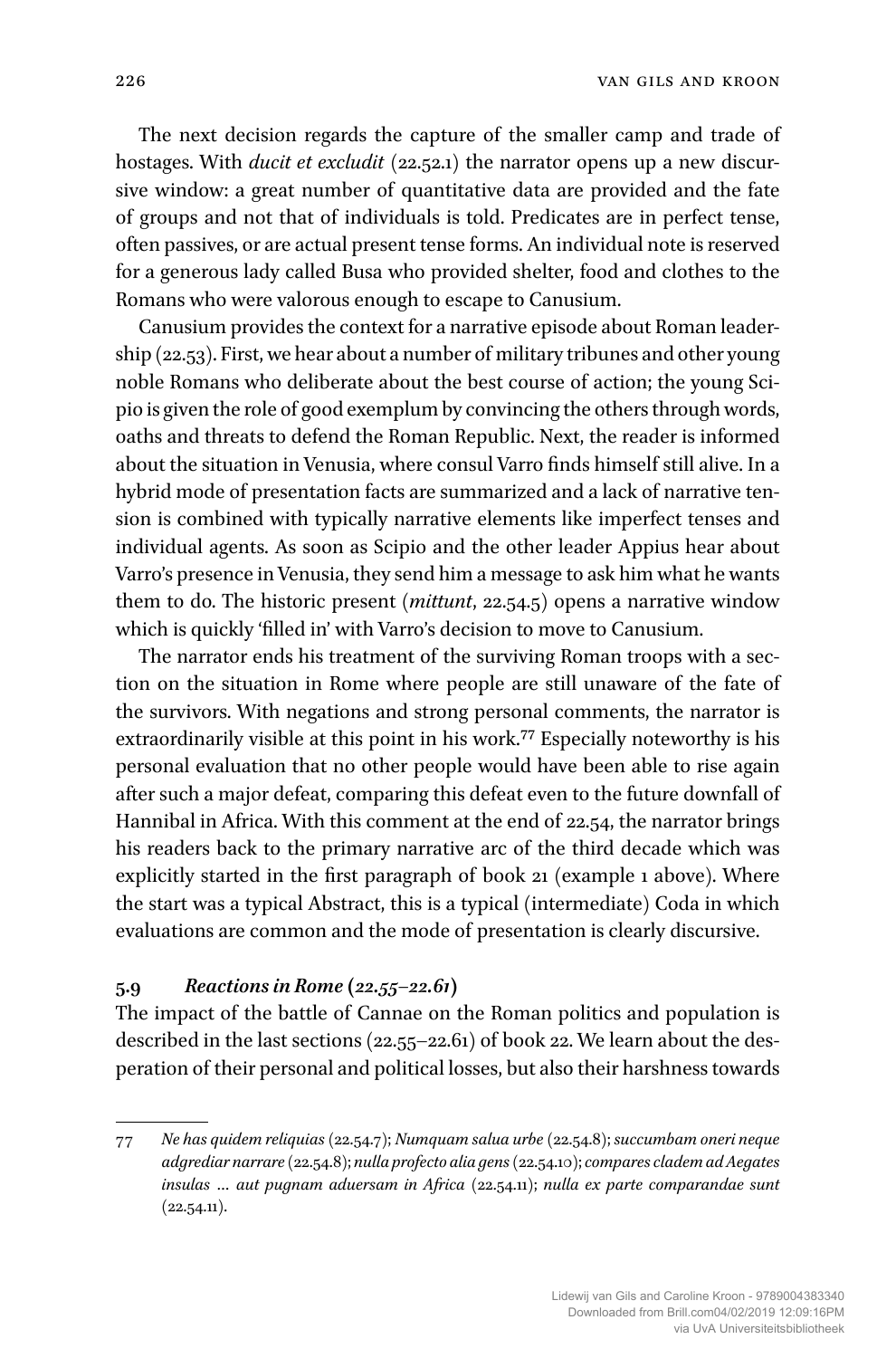The next decision regards the capture of the smaller camp and trade of hostages. With *ducit et excludit* (22.52.1) the narrator opens up a new discursive window: a great number of quantitative data are provided and the fate of groups and not that of individuals is told. Predicates are in perfect tense, often passives, or are actual present tense forms. An individual note is reserved for a generous lady called Busa who provided shelter, food and clothes to the Romans who were valorous enough to escape to Canusium.

Canusium provides the context for a narrative episode about Roman leadership (22.53). First, we hear about a number of military tribunes and other young noble Romans who deliberate about the best course of action; the young Scipio is given the role of good exemplum by convincing the others through words, oaths and threats to defend the Roman Republic. Next, the reader is informed about the situation in Venusia, where consul Varro finds himself still alive. In a hybrid mode of presentation facts are summarized and a lack of narrative tension is combined with typically narrative elements like imperfect tenses and individual agents. As soon as Scipio and the other leader Appius hear about Varro's presence in Venusia, they send him a message to ask him what he wants them to do. The historic present (*mittunt*, 22.54.5) opens a narrative window which is quickly 'filled in' with Varro's decision to move to Canusium.

The narrator ends his treatment of the surviving Roman troops with a section on the situation in Rome where people are still unaware of the fate of the survivors. With negations and strong personal comments, the narrator is extraordinarily visible at this point in his work.[77] Especially noteworthy is his personal evaluation that no other people would have been able to rise again after such a major defeat, comparing this defeat even to the future downfall of Hannibal in Africa. With this comment at the end of 22.54, the narrator brings his readers back to the primary narrative arc of the third decade which was explicitly started in the first paragraph of book 21 (example 1 above). Where the start was a typical Abstract, this is a typical (intermediate) Coda in which evaluations are common and the mode of presentation is clearly discursive.

### 5.9 *Reactions in Rome (22.55–22.61)*

The impact of the battle of Cannae on the Roman politics and population is described in the last sections (22.55–22.61) of book 22. We learn about the desperation of their personal and political losses, but also their harshness towards

---

77 *Ne has quidem reliquias* (22.54.7); *Numquam salua urbe* (22.54.8); *succumbam oneri neque adgrediar narrare* (22.54.8); *nulla profecto alia gens* (22.54.10); *compares cladem ad Aegates insulas … aut pugnam aduersam in Africa* (22.54.11); *nulla ex parte comparandae sunt* (22.54.11).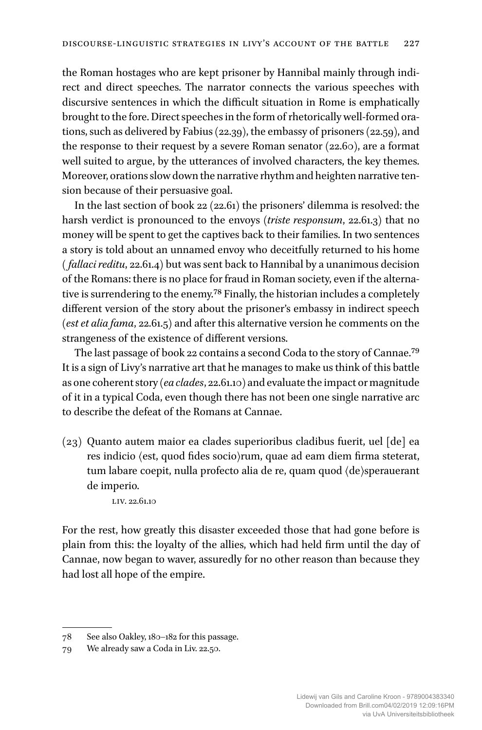the Roman hostages who are kept prisoner by Hannibal mainly through indirect and direct speeches. The narrator connects the various speeches with discursive sentences in which the difficult situation in Rome is emphatically brought to the fore. Direct speeches in the form of rhetorically well-formed orations, such as delivered by Fabius (22.39), the embassy of prisoners (22.59), and the response to their request by a severe Roman senator (22.60), are a format well suited to argue, by the utterances of involved characters, the key themes. Moreover, orations slow down the narrative rhythm and heighten narrative tension because of their persuasive goal.

In the last section of book 22 (22.61) the prisoners' dilemma is resolved: the harsh verdict is pronounced to the envoys (*triste responsum*, 22.61.3) that no money will be spent to get the captives back to their families. In two sentences a story is told about an unnamed envoy who deceitfully returned to his home (*fallaci reditu*, 22.61.4) but was sent back to Hannibal by a unanimous decision of the Romans: there is no place for fraud in Roman society, even if the alternative is surrendering to the enemy.[78] Finally, the historian includes a completely different version of the story about the prisoner's embassy in indirect speech (*est et alia fama*, 22.61.5) and after this alternative version he comments on the strangeness of the existence of different versions.

The last passage of book 22 contains a second Coda to the story of Cannae.[79] It is a sign of Livy's narrative art that he manages to make us think of this battle as one coherent story (*ea clades*, 22.61.10) and evaluate the impact or magnitude of it in a typical Coda, even though there has not been one single narrative arc to describe the defeat of the Romans at Cannae.

(23) Quanto autem maior ea clades superioribus cladibus fuerit, uel [de] ea res indicio ⟨est, quod fides socio⟩rum, quae ad eam diem firma steterat, tum labare coepit, nulla profecto alia de re, quam quod ⟨de⟩sperauerant de imperio.

LIV. 22.61.10

For the rest, how greatly this disaster exceeded those that had gone before is plain from this: the loyalty of the allies, which had held firm until the day of Cannae, now began to waver, assuredly for no other reason than because they had lost all hope of the empire.

---

78 See also Oakley, 180–182 for this passage.

79 We already saw a Coda in Liv. 22.50.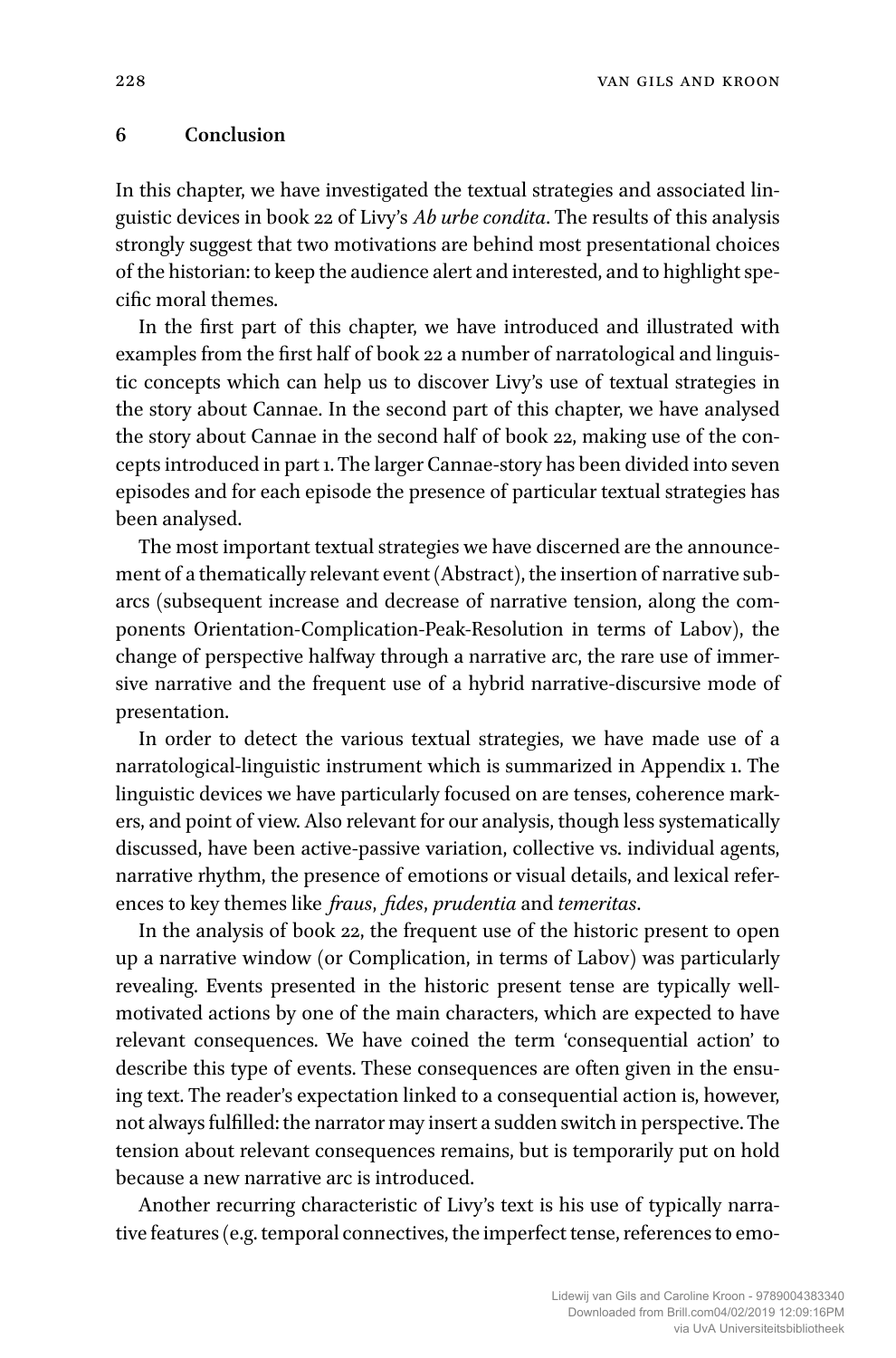## 6 Conclusion

In this chapter, we have investigated the textual strategies and associated linguistic devices in book 22 of Livy's *Ab urbe condita*. The results of this analysis strongly suggest that two motivations are behind most presentational choices of the historian: to keep the audience alert and interested, and to highlight specific moral themes.

In the first part of this chapter, we have introduced and illustrated with examples from the first half of book 22 a number of narratological and linguistic concepts which can help us to discover Livy's use of textual strategies in the story about Cannae. In the second part of this chapter, we have analysed the story about Cannae in the second half of book 22, making use of the concepts introduced in part 1. The larger Cannae-story has been divided into seven episodes and for each episode the presence of particular textual strategies has been analysed.

The most important textual strategies we have discerned are the announcement of a thematically relevant event (Abstract), the insertion of narrative subarcs (subsequent increase and decrease of narrative tension, along the components Orientation-Complication-Peak-Resolution in terms of Labov), the change of perspective halfway through a narrative arc, the rare use of immersive narrative and the frequent use of a hybrid narrative-discursive mode of presentation.

In order to detect the various textual strategies, we have made use of a narratological-linguistic instrument which is summarized in Appendix 1. The linguistic devices we have particularly focused on are tenses, coherence markers, and point of view. Also relevant for our analysis, though less systematically discussed, have been active-passive variation, collective vs. individual agents, narrative rhythm, the presence of emotions or visual details, and lexical references to key themes like *fraus*, *fides*, *prudentia* and *temeritas*.

In the analysis of book 22, the frequent use of the historic present to open up a narrative window (or Complication, in terms of Labov) was particularly revealing. Events presented in the historic present tense are typically well-motivated actions by one of the main characters, which are expected to have relevant consequences. We have coined the term 'consequential action' to describe this type of events. These consequences are often given in the ensuing text. The reader's expectation linked to a consequential action is, however, not always fulfilled: the narrator may insert a sudden switch in perspective. The tension about relevant consequences remains, but is temporarily put on hold because a new narrative arc is introduced.

Another recurring characteristic of Livy's text is his use of typically narrative features (e.g. temporal connectives, the imperfect tense, references to emo-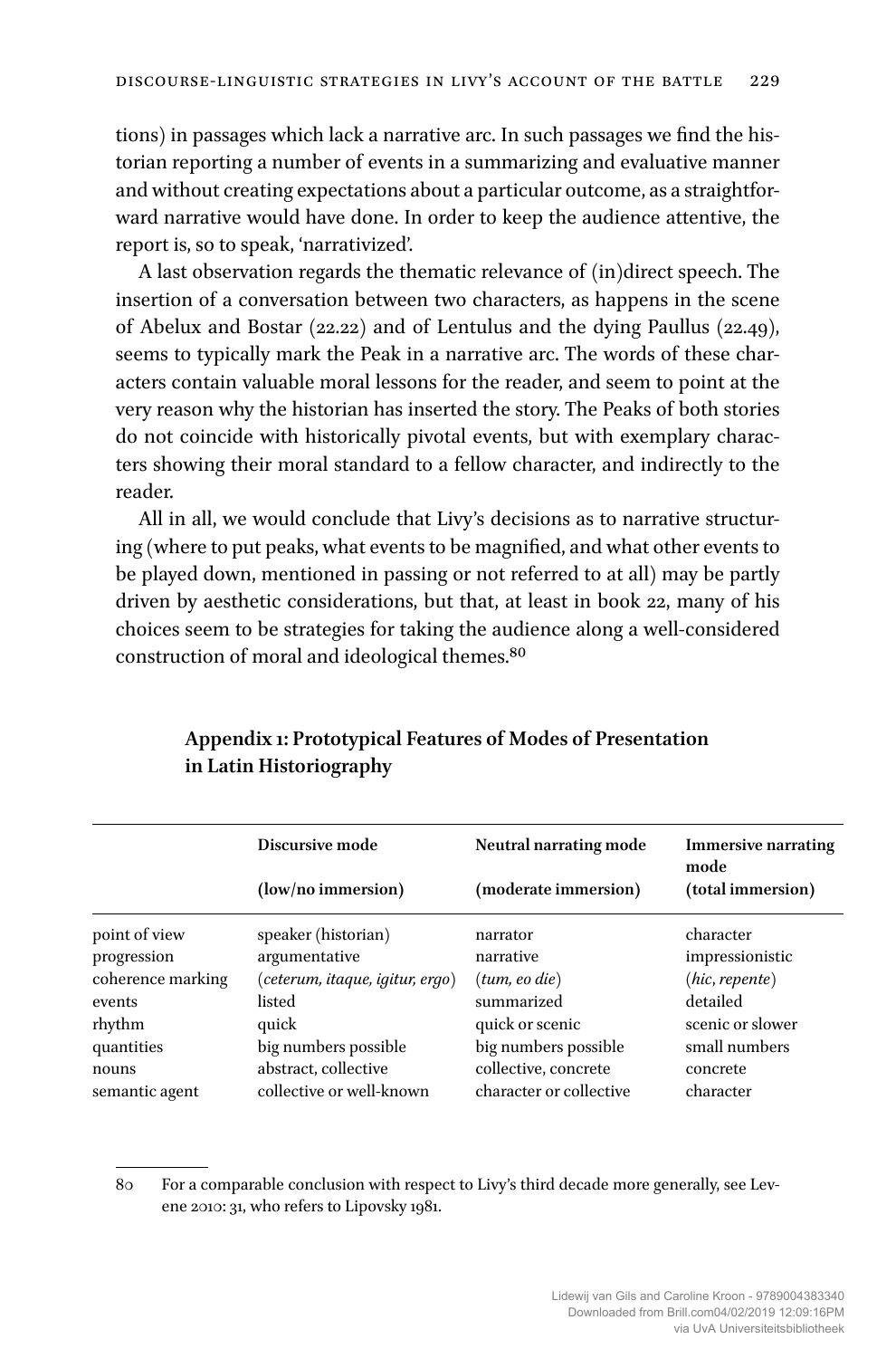tions) in passages which lack a narrative arc. In such passages we find the historian reporting a number of events in a summarizing and evaluative manner and without creating expectations about a particular outcome, as a straightforward narrative would have done. In order to keep the audience attentive, the report is, so to speak, 'narrativized'.

A last observation regards the thematic relevance of (in)direct speech. The insertion of a conversation between two characters, as happens in the scene of Abelux and Bostar (22.22) and of Lentulus and the dying Paullus (22.49), seems to typically mark the Peak in a narrative arc. The words of these characters contain valuable moral lessons for the reader, and seem to point at the very reason why the historian has inserted the story. The Peaks of both stories do not coincide with historically pivotal events, but with exemplary characters showing their moral standard to a fellow character, and indirectly to the reader.

All in all, we would conclude that Livy's decisions as to narrative structuring (where to put peaks, what events to be magnified, and what other events to be played down, mentioned in passing or not referred to at all) may be partly driven by aesthetic considerations, but that, at least in book 22, many of his choices seem to be strategies for taking the audience along a well-considered construction of moral and ideological themes.[80]

## Appendix 1: Prototypical Features of Modes of Presentation in Latin Historiography

| | **Discursive mode** (low/no immersion) | **Neutral narrating mode** (moderate immersion) | **Immersive narrating mode** (total immersion) |
|---|---|---|---|
| point of view | speaker (historian) | narrator | character |
| progression | argumentative | narrative | impressionistic |
| coherence marking | (*ceterum, itaque, igitur, ergo*) | (*tum, eo die*) | (*hic, repente*) |
| events | listed | summarized | detailed |
| rhythm | quick | quick or scenic | scenic or slower |
| quantities | big numbers possible | big numbers possible | small numbers |
| nouns | abstract, collective | collective, concrete | concrete |
| semantic agent | collective or well-known | character or collective | character |

80 For a comparable conclusion with respect to Livy's third decade more generally, see Levene 2010: 31, who refers to Lipovsky 1981.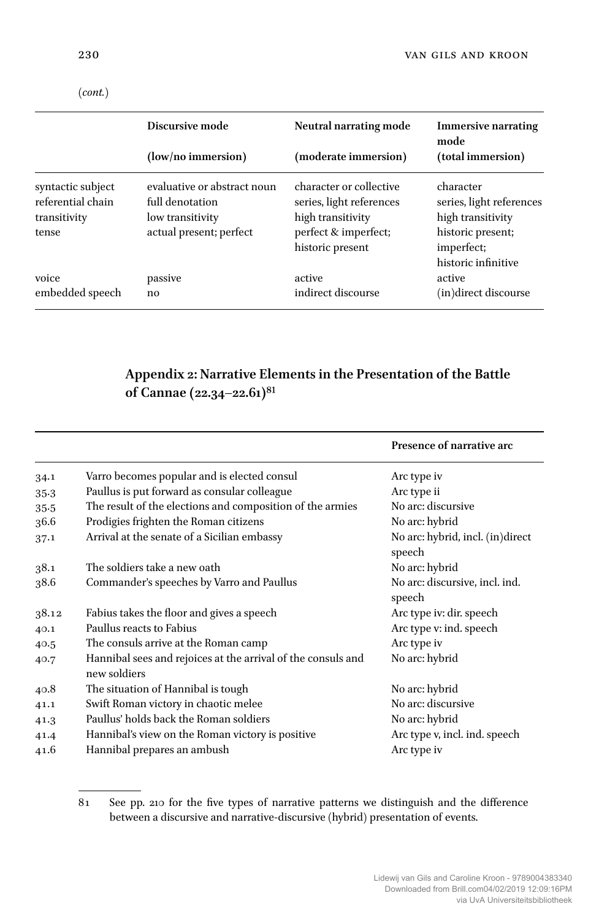(*cont.*)

| | **Discursive mode** (low/no immersion) | **Neutral narrating mode** (moderate immersion) | **Immersive narrating mode** (total immersion) |
|---|---|---|---|
| syntactic subject | evaluative or abstract noun | character or collective | character |
| referential chain | full denotation | series, light references | series, light references |
| transitivity | low transitivity | high transitivity | high transitivity |
| tense | actual present; perfect | perfect & imperfect; historic present | historic present; imperfect; historic infinitive |
| voice | passive | active | active |
| embedded speech | no | indirect discourse | (in)direct discourse |

## Appendix 2: Narrative Elements in the Presentation of the Battle of Cannae (22.34–22.61)[81]

| | | **Presence of narrative arc** |
|---|---|---|
| 34.1 | Varro becomes popular and is elected consul | Arc type iv |
| 35.3 | Paullus is put forward as consular colleague | Arc type ii |
| 35.5 | The result of the elections and composition of the armies | No arc: discursive |
| 36.6 | Prodigies frighten the Roman citizens | No arc: hybrid |
| 37.1 | Arrival at the senate of a Sicilian embassy | No arc: hybrid, incl. (in)direct speech |
| 38.1 | The soldiers take a new oath | No arc: hybrid |
| 38.6 | Commander's speeches by Varro and Paullus | No arc: discursive, incl. ind. speech |
| 38.12 | Fabius takes the floor and gives a speech | Arc type iv: dir. speech |
| 40.1 | Paullus reacts to Fabius | Arc type v: ind. speech |
| 40.5 | The consuls arrive at the Roman camp | Arc type iv |
| 40.7 | Hannibal sees and rejoices at the arrival of the consuls and new soldiers | No arc: hybrid |
| 40.8 | The situation of Hannibal is tough | No arc: hybrid |
| 41.1 | Swift Roman victory in chaotic melee | No arc: discursive |
| 41.3 | Paullus' holds back the Roman soldiers | No arc: hybrid |
| 41.4 | Hannibal's view on the Roman victory is positive | Arc type v, incl. ind. speech |
| 41.6 | Hannibal prepares an ambush | Arc type iv |

81 See pp. 210 for the five types of narrative patterns we distinguish and the difference between a discursive and narrative-discursive (hybrid) presentation of events.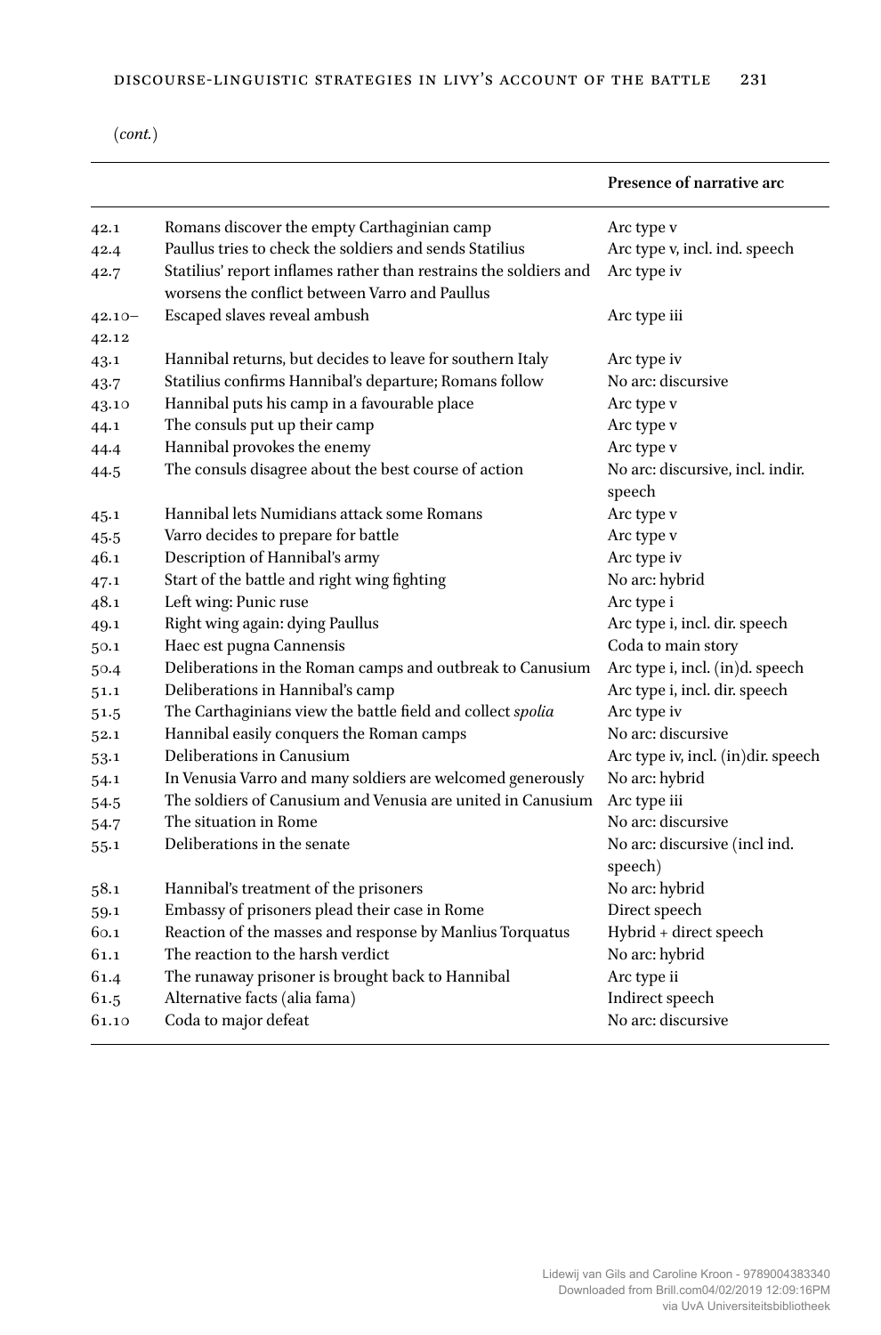(*cont.*)

| | | Presence of narrative arc |
|---|---|---|
| 42.1 | Romans discover the empty Carthaginian camp | Arc type v |
| 42.4 | Paullus tries to check the soldiers and sends Statilius | Arc type v, incl. ind. speech |
| 42.7 | Statilius' report inflames rather than restrains the soldiers and worsens the conflict between Varro and Paullus | Arc type iv |
| 42.10–42.12 | Escaped slaves reveal ambush | Arc type iii |
| 43.1 | Hannibal returns, but decides to leave for southern Italy | Arc type iv |
| 43.7 | Statilius confirms Hannibal's departure; Romans follow | No arc: discursive |
| 43.10 | Hannibal puts his camp in a favourable place | Arc type v |
| 44.1 | The consuls put up their camp | Arc type v |
| 44.4 | Hannibal provokes the enemy | Arc type v |
| 44.5 | The consuls disagree about the best course of action | No arc: discursive, incl. indir. speech |
| 45.1 | Hannibal lets Numidians attack some Romans | Arc type v |
| 45.5 | Varro decides to prepare for battle | Arc type v |
| 46.1 | Description of Hannibal's army | Arc type iv |
| 47.1 | Start of the battle and right wing fighting | No arc: hybrid |
| 48.1 | Left wing: Punic ruse | Arc type i |
| 49.1 | Right wing again: dying Paullus | Arc type i, incl. dir. speech |
| 50.1 | Haec est pugna Cannensis | Coda to main story |
| 50.4 | Deliberations in the Roman camps and outbreak to Canusium | Arc type i, incl. (in)d. speech |
| 51.1 | Deliberations in Hannibal's camp | Arc type i, incl. dir. speech |
| 51.5 | The Carthaginians view the battle field and collect *spolia* | Arc type iv |
| 52.1 | Hannibal easily conquers the Roman camps | No arc: discursive |
| 53.1 | Deliberations in Canusium | Arc type iv, incl. (in)dir. speech |
| 54.1 | In Venusia Varro and many soldiers are welcomed generously | No arc: hybrid |
| 54.5 | The soldiers of Canusium and Venusia are united in Canusium | Arc type iii |
| 54.7 | The situation in Rome | No arc: discursive |
| 55.1 | Deliberations in the senate | No arc: discursive (incl ind. speech) |
| 58.1 | Hannibal's treatment of the prisoners | No arc: hybrid |
| 59.1 | Embassy of prisoners plead their case in Rome | Direct speech |
| 60.1 | Reaction of the masses and response by Manlius Torquatus | Hybrid + direct speech |
| 61.1 | The reaction to the harsh verdict | No arc: hybrid |
| 61.4 | The runaway prisoner is brought back to Hannibal | Arc type ii |
| 61.5 | Alternative facts (alia fama) | Indirect speech |
| 61.10 | Coda to major defeat | No arc: discursive |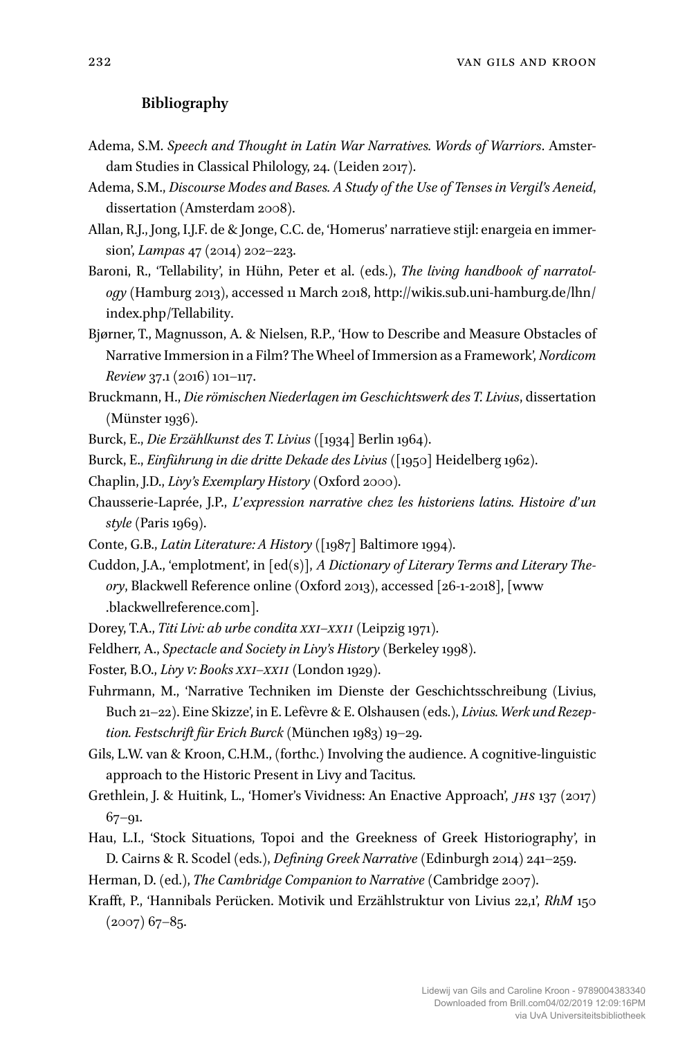**Bibliography**

Adema, S.M. *Speech and Thought in Latin War Narratives. Words of Warriors*. Amsterdam Studies in Classical Philology, 24. (Leiden 2017).

Adema, S.M., *Discourse Modes and Bases. A Study of the Use of Tenses in Vergil's Aeneid*, dissertation (Amsterdam 2008).

Allan, R.J., Jong, I.J.F. de & Jonge, C.C. de, 'Homerus' narratieve stijl: energeia en immersion', *Lampas* 47 (2014) 202–223.

Baroni, R., 'Tellability', in Hühn, Peter et al. (eds.), *The living handbook of narratology* (Hamburg 2013), accessed 11 March 2018, http://wikis.sub.uni-hamburg.de/lhn/index.php/Tellability.

Bjørner, T., Magnusson, A. & Nielsen, R.P., 'How to Describe and Measure Obstacles of Narrative Immersion in a Film? The Wheel of Immersion as a Framework', *Nordicom Review* 37.1 (2016) 101–117.

Bruckmann, H., *Die römischen Niederlagen im Geschichtswerk des T. Livius*, dissertation (Münster 1936).

Burck, E., *Die Erzählkunst des T. Livius* ([1934] Berlin 1964).

Burck, E., *Einführung in die dritte Dekade des Livius* ([1950] Heidelberg 1962).

Chaplin, J.D., *Livy's Exemplary History* (Oxford 2000).

Chausserie-Laprée, J.P., *L'expression narrative chez les historiens latins. Histoire d'un style* (Paris 1969).

Conte, G.B., *Latin Literature: A History* ([1987] Baltimore 1994).

Cuddon, J.A., 'emplotment', in [ed(s)], *A Dictionary of Literary Terms and Literary Theory*, Blackwell Reference online (Oxford 2013), accessed [26-1-2018], [www.blackwellreference.com].

Dorey, T.A., *Titi Livi: ab urbe condita XXI–XXII* (Leipzig 1971).

Feldherr, A., *Spectacle and Society in Livy's History* (Berkeley 1998).

Foster, B.O., *Livy V: Books XXI–XXII* (London 1929).

Fuhrmann, M., 'Narrative Techniken im Dienste der Geschichtsschreibung (Livius, Buch 21–22). Eine Skizze', in E. Lefèvre & E. Olshausen (eds.), *Livius. Werk und Rezeption. Festschrift für Erich Burck* (München 1983) 19–29.

Gils, L.W. van & Kroon, C.H.M., (forthc.) Involving the audience. A cognitive-linguistic approach to the Historic Present in Livy and Tacitus.

Grethlein, J. & Huitink, L., 'Homer's Vividness: An Enactive Approach', *JHS* 137 (2017) 67–91.

Hau, L.I., 'Stock Situations, Topoi and the Greekness of Greek Historiography', in D. Cairns & R. Scodel (eds.), *Defining Greek Narrative* (Edinburgh 2014) 241–259.

Herman, D. (ed.), *The Cambridge Companion to Narrative* (Cambridge 2007).

Krafft, P., 'Hannibals Perücken. Motivik und Erzählstruktur von Livius 22,1', *RhM* 150 (2007) 67–85.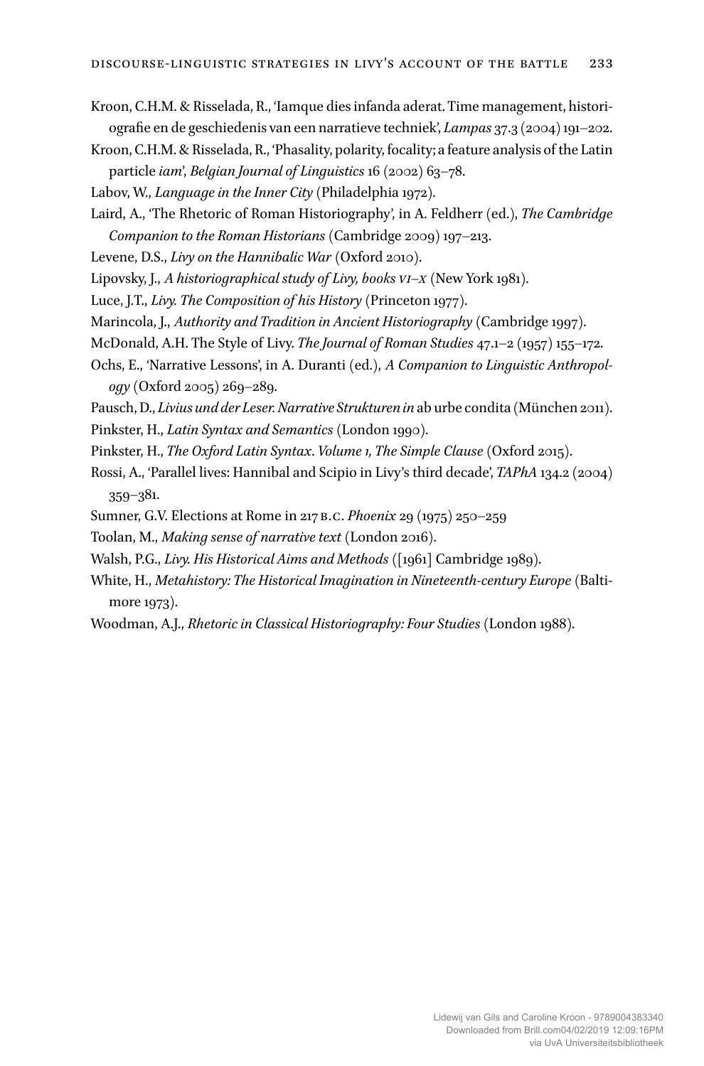Kroon, C.H.M. & Risselada, R., 'Iamque dies infanda aderat. Time management, historiografie en de geschiedenis van een narratieve techniek', *Lampas* 37.3 (2004) 191–202.

Kroon, C.H.M. & Risselada, R., 'Phasality, polarity, focality; a feature analysis of the Latin particle *iam*', *Belgian Journal of Linguistics* 16 (2002) 63–78.

Labov, W., *Language in the Inner City* (Philadelphia 1972).

Laird, A., 'The Rhetoric of Roman Historiography', in A. Feldherr (ed.), *The Cambridge Companion to the Roman Historians* (Cambridge 2009) 197–213.

Levene, D.S., *Livy on the Hannibalic War* (Oxford 2010).

Lipovsky, J., *A historiographical study of Livy, books VI–X* (New York 1981).

Luce, J.T., *Livy. The Composition of his History* (Princeton 1977).

Marincola, J., *Authority and Tradition in Ancient Historiography* (Cambridge 1997).

McDonald, A.H. The Style of Livy. *The Journal of Roman Studies* 47.1–2 (1957) 155–172.

Ochs, E., 'Narrative Lessons', in A. Duranti (ed.), *A Companion to Linguistic Anthropology* (Oxford 2005) 269–289.

Pausch, D., *Livius und der Leser. Narrative Strukturen in* ab urbe condita (München 2011).

Pinkster, H., *Latin Syntax and Semantics* (London 1990).

Pinkster, H., *The Oxford Latin Syntax*. *Volume 1, The Simple Clause* (Oxford 2015).

Rossi, A., 'Parallel lives: Hannibal and Scipio in Livy's third decade', *TAPhA* 134.2 (2004) 359–381.

Sumner, G.V. Elections at Rome in 217 B.C. *Phoenix* 29 (1975) 250–259

Toolan, M., *Making sense of narrative text* (London 2016).

Walsh, P.G., *Livy. His Historical Aims and Methods* ([1961] Cambridge 1989).

White, H., *Metahistory: The Historical Imagination in Nineteenth-century Europe* (Baltimore 1973).

Woodman, A.J., *Rhetoric in Classical Historiography: Four Studies* (London 1988).